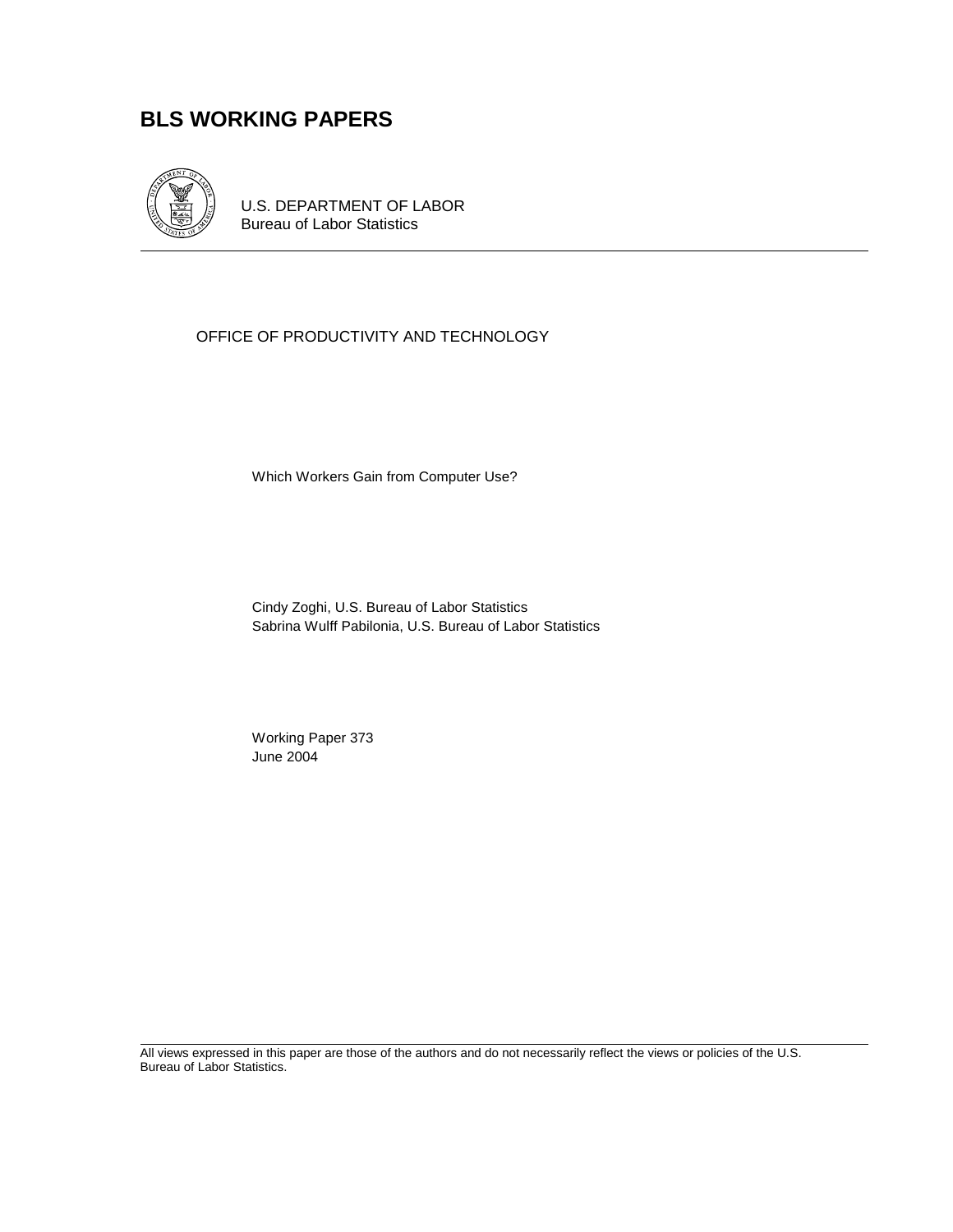# BLS WORKING PAPERS

U.S. DEPARTMENT OF LABOR
Bureau of Labor Statistics

OFFICE OF PRODUCTIVITY AND TECHNOLOGY

Which Workers Gain from Computer Use?

Cindy Zoghi, U.S. Bureau of Labor Statistics
Sabrina Wulff Pabilonia, U.S. Bureau of Labor Statistics

Working Paper 373
June 2004

All views expressed in this paper are those of the authors and do not necessarily reflect the views or policies of the U.S. Bureau of Labor Statistics.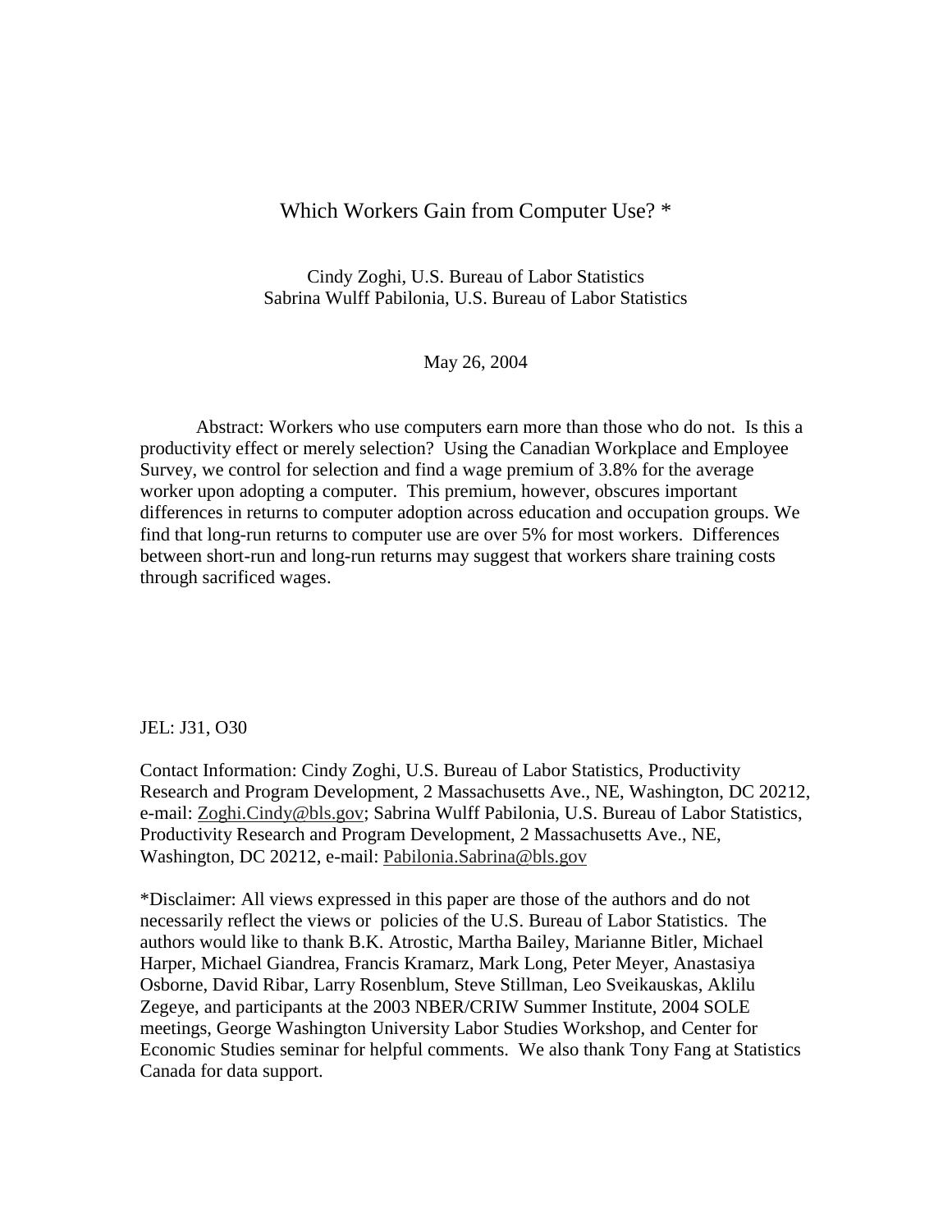# Which Workers Gain from Computer Use? *

Cindy Zoghi, U.S. Bureau of Labor Statistics
Sabrina Wulff Pabilonia, U.S. Bureau of Labor Statistics

May 26, 2004

Abstract: Workers who use computers earn more than those who do not. Is this a productivity effect or merely selection? Using the Canadian Workplace and Employee Survey, we control for selection and find a wage premium of 3.8% for the average worker upon adopting a computer. This premium, however, obscures important differences in returns to computer adoption across education and occupation groups. We find that long-run returns to computer use are over 5% for most workers. Differences between short-run and long-run returns may suggest that workers share training costs through sacrificed wages.

JEL: J31, O30

Contact Information: Cindy Zoghi, U.S. Bureau of Labor Statistics, Productivity Research and Program Development, 2 Massachusetts Ave., NE, Washington, DC 20212, e-mail: Zoghi.Cindy@bls.gov; Sabrina Wulff Pabilonia, U.S. Bureau of Labor Statistics, Productivity Research and Program Development, 2 Massachusetts Ave., NE, Washington, DC 20212, e-mail: Pabilonia.Sabrina@bls.gov

*Disclaimer: All views expressed in this paper are those of the authors and do not necessarily reflect the views or policies of the U.S. Bureau of Labor Statistics. The authors would like to thank B.K. Atrostic, Martha Bailey, Marianne Bitler, Michael Harper, Michael Giandrea, Francis Kramarz, Mark Long, Peter Meyer, Anastasiya Osborne, David Ribar, Larry Rosenblum, Steve Stillman, Leo Sveikauskas, Aklilu Zegeye, and participants at the 2003 NBER/CRIW Summer Institute, 2004 SOLE meetings, George Washington University Labor Studies Workshop, and Center for Economic Studies seminar for helpful comments. We also thank Tony Fang at Statistics Canada for data support.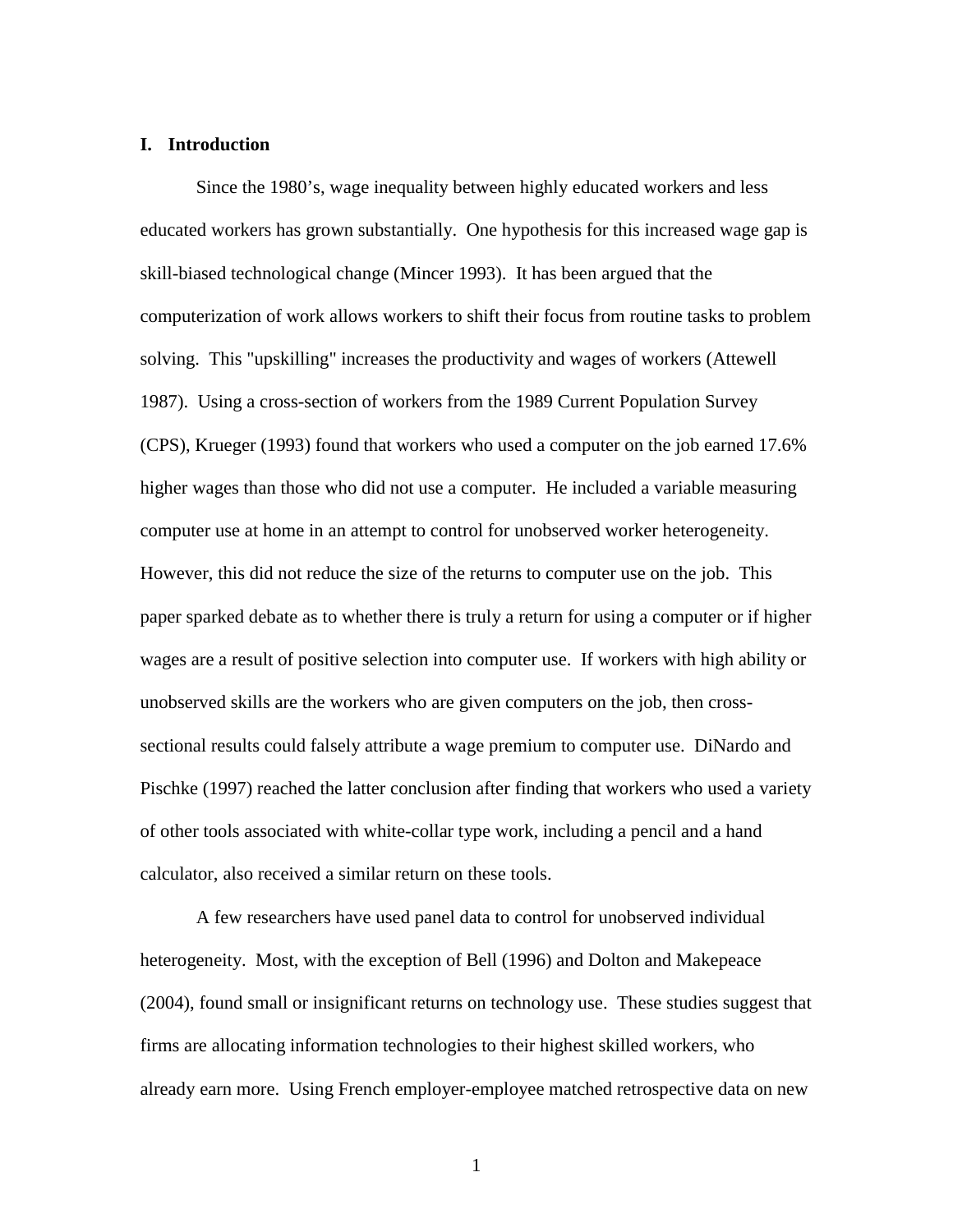## I. Introduction

Since the 1980's, wage inequality between highly educated workers and less educated workers has grown substantially. One hypothesis for this increased wage gap is skill-biased technological change (Mincer 1993). It has been argued that the computerization of work allows workers to shift their focus from routine tasks to problem solving. This "upskilling" increases the productivity and wages of workers (Attewell 1987). Using a cross-section of workers from the 1989 Current Population Survey (CPS), Krueger (1993) found that workers who used a computer on the job earned 17.6% higher wages than those who did not use a computer. He included a variable measuring computer use at home in an attempt to control for unobserved worker heterogeneity. However, this did not reduce the size of the returns to computer use on the job. This paper sparked debate as to whether there is truly a return for using a computer or if higher wages are a result of positive selection into computer use. If workers with high ability or unobserved skills are the workers who are given computers on the job, then cross-sectional results could falsely attribute a wage premium to computer use. DiNardo and Pischke (1997) reached the latter conclusion after finding that workers who used a variety of other tools associated with white-collar type work, including a pencil and a hand calculator, also received a similar return on these tools.

A few researchers have used panel data to control for unobserved individual heterogeneity. Most, with the exception of Bell (1996) and Dolton and Makepeace (2004), found small or insignificant returns on technology use. These studies suggest that firms are allocating information technologies to their highest skilled workers, who already earn more. Using French employer-employee matched retrospective data on new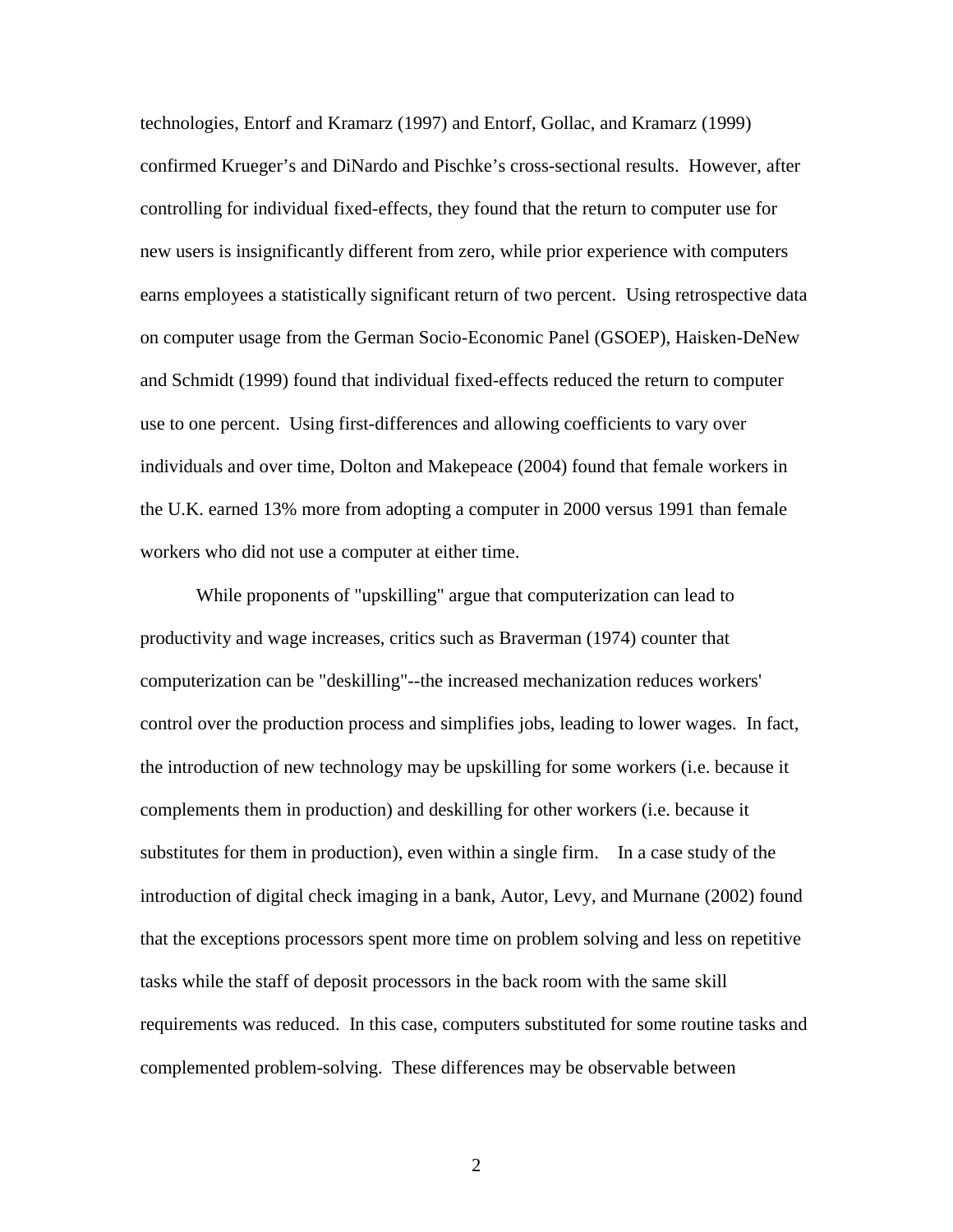technologies, Entorf and Kramarz (1997) and Entorf, Gollac, and Kramarz (1999) confirmed Krueger's and DiNardo and Pischke's cross-sectional results. However, after controlling for individual fixed-effects, they found that the return to computer use for new users is insignificantly different from zero, while prior experience with computers earns employees a statistically significant return of two percent. Using retrospective data on computer usage from the German Socio-Economic Panel (GSOEP), Haisken-DeNew and Schmidt (1999) found that individual fixed-effects reduced the return to computer use to one percent. Using first-differences and allowing coefficients to vary over individuals and over time, Dolton and Makepeace (2004) found that female workers in the U.K. earned 13% more from adopting a computer in 2000 versus 1991 than female workers who did not use a computer at either time.

While proponents of "upskilling" argue that computerization can lead to productivity and wage increases, critics such as Braverman (1974) counter that computerization can be "deskilling"--the increased mechanization reduces workers' control over the production process and simplifies jobs, leading to lower wages. In fact, the introduction of new technology may be upskilling for some workers (i.e. because it complements them in production) and deskilling for other workers (i.e. because it substitutes for them in production), even within a single firm. In a case study of the introduction of digital check imaging in a bank, Autor, Levy, and Murnane (2002) found that the exceptions processors spent more time on problem solving and less on repetitive tasks while the staff of deposit processors in the back room with the same skill requirements was reduced. In this case, computers substituted for some routine tasks and complemented problem-solving. These differences may be observable between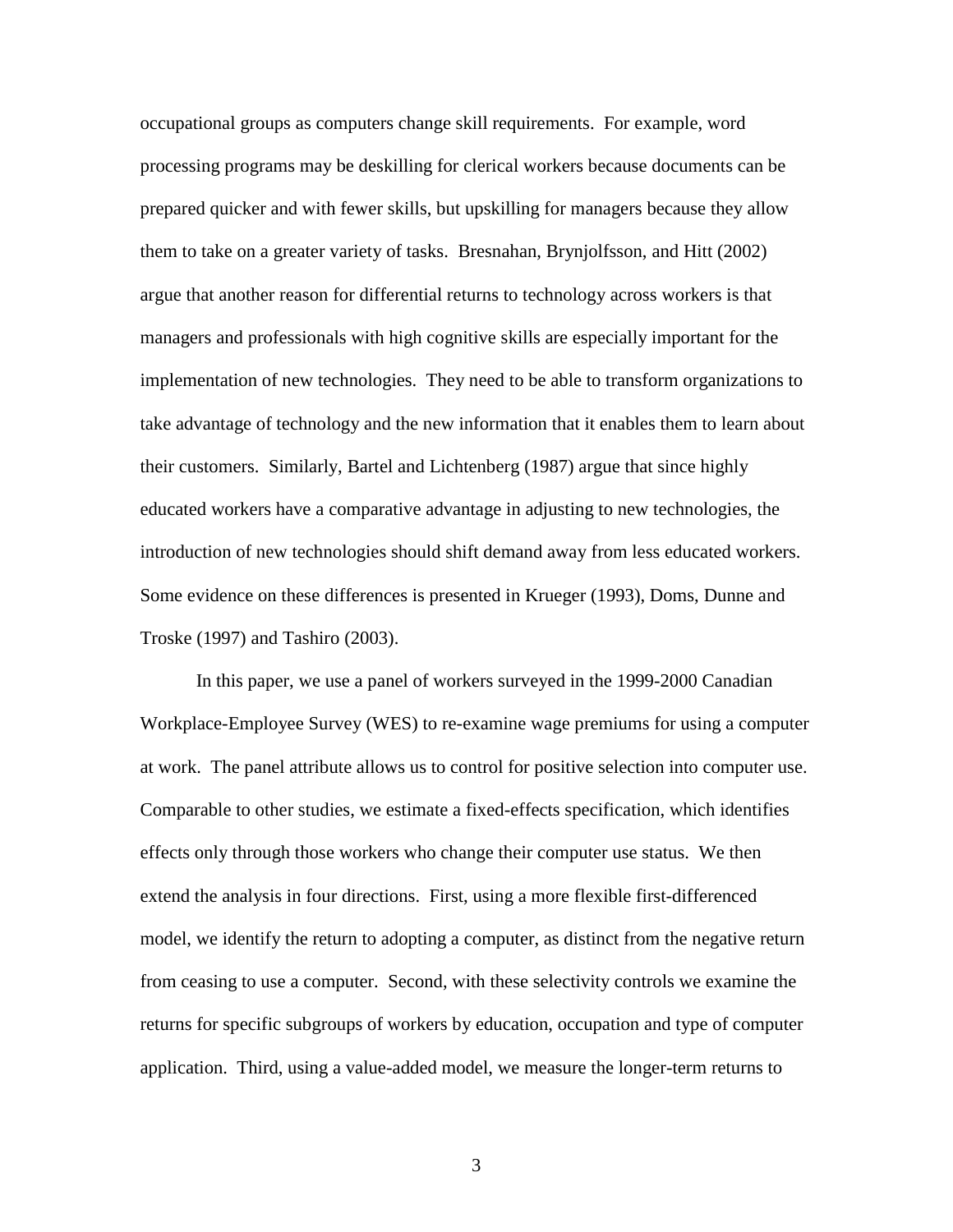occupational groups as computers change skill requirements. For example, word processing programs may be deskilling for clerical workers because documents can be prepared quicker and with fewer skills, but upskilling for managers because they allow them to take on a greater variety of tasks. Bresnahan, Brynjolfsson, and Hitt (2002) argue that another reason for differential returns to technology across workers is that managers and professionals with high cognitive skills are especially important for the implementation of new technologies. They need to be able to transform organizations to take advantage of technology and the new information that it enables them to learn about their customers. Similarly, Bartel and Lichtenberg (1987) argue that since highly educated workers have a comparative advantage in adjusting to new technologies, the introduction of new technologies should shift demand away from less educated workers. Some evidence on these differences is presented in Krueger (1993), Doms, Dunne and Troske (1997) and Tashiro (2003).

In this paper, we use a panel of workers surveyed in the 1999-2000 Canadian Workplace-Employee Survey (WES) to re-examine wage premiums for using a computer at work. The panel attribute allows us to control for positive selection into computer use. Comparable to other studies, we estimate a fixed-effects specification, which identifies effects only through those workers who change their computer use status. We then extend the analysis in four directions. First, using a more flexible first-differenced model, we identify the return to adopting a computer, as distinct from the negative return from ceasing to use a computer. Second, with these selectivity controls we examine the returns for specific subgroups of workers by education, occupation and type of computer application. Third, using a value-added model, we measure the longer-term returns to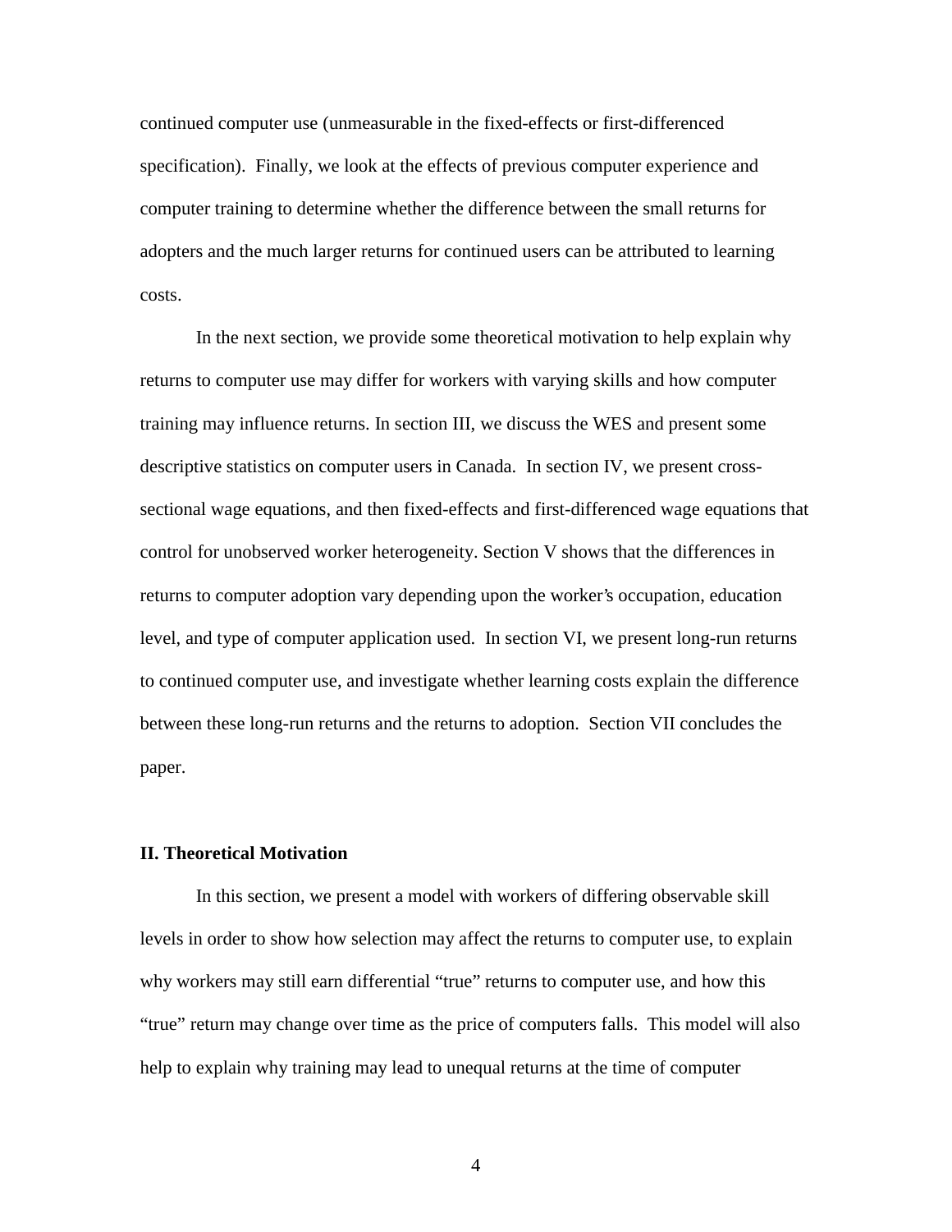continued computer use (unmeasurable in the fixed-effects or first-differenced specification). Finally, we look at the effects of previous computer experience and computer training to determine whether the difference between the small returns for adopters and the much larger returns for continued users can be attributed to learning costs.

In the next section, we provide some theoretical motivation to help explain why returns to computer use may differ for workers with varying skills and how computer training may influence returns. In section III, we discuss the WES and present some descriptive statistics on computer users in Canada. In section IV, we present cross-sectional wage equations, and then fixed-effects and first-differenced wage equations that control for unobserved worker heterogeneity. Section V shows that the differences in returns to computer adoption vary depending upon the worker's occupation, education level, and type of computer application used. In section VI, we present long-run returns to continued computer use, and investigate whether learning costs explain the difference between these long-run returns and the returns to adoption. Section VII concludes the paper.

## II. Theoretical Motivation

In this section, we present a model with workers of differing observable skill levels in order to show how selection may affect the returns to computer use, to explain why workers may still earn differential "true" returns to computer use, and how this "true" return may change over time as the price of computers falls. This model will also help to explain why training may lead to unequal returns at the time of computer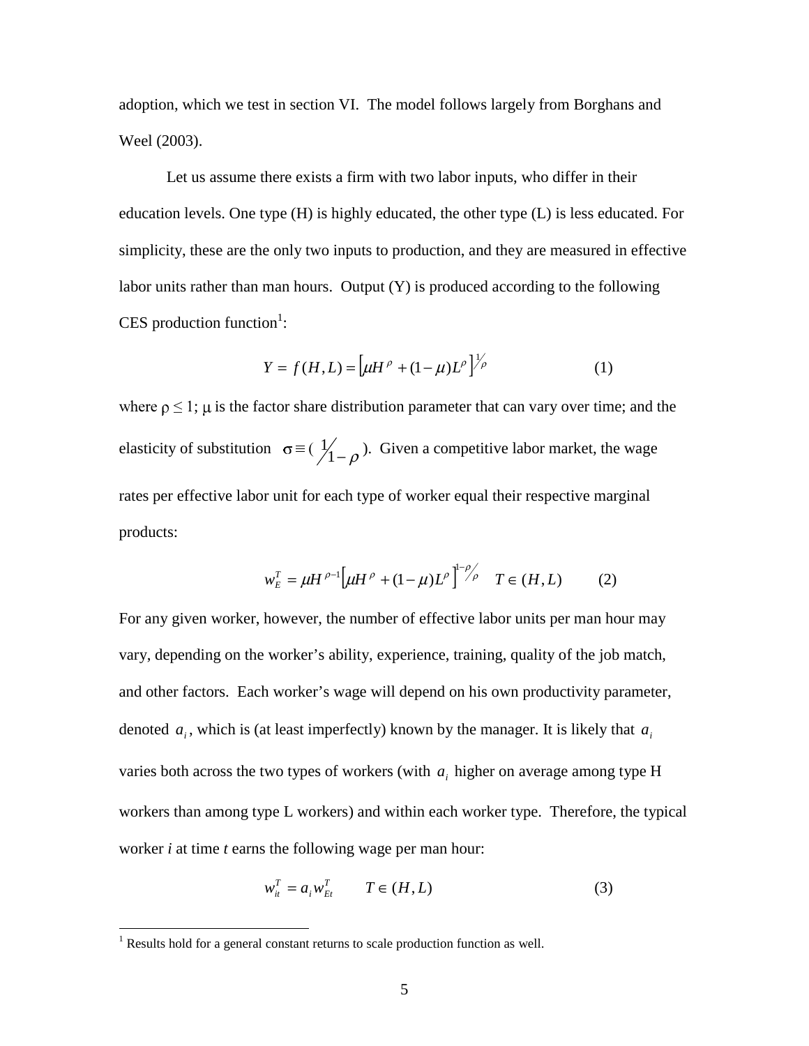adoption, which we test in section VI. The model follows largely from Borghans and Weel (2003).

Let us assume there exists a firm with two labor inputs, who differ in their education levels. One type (H) is highly educated, the other type (L) is less educated. For simplicity, these are the only two inputs to production, and they are measured in effective labor units rather than man hours. Output (Y) is produced according to the following CES production function[1]:

$$Y = f(H, L) = \left[\mu H^{\rho} + (1-\mu) L^{\rho}\right]^{1/\rho} \qquad (1)$$

where $\rho \leq 1$; $\mu$ is the factor share distribution parameter that can vary over time; and the elasticity of substitution $\sigma \equiv (1/_{1-\rho})$. Given a competitive labor market, the wage rates per effective labor unit for each type of worker equal their respective marginal products:

$$w_E^T = \mu H^{\rho-1}\left[\mu H^{\rho} + (1-\mu) L^{\rho}\right]^{1-\rho/\rho} \quad T \in (H, L) \qquad (2)$$

For any given worker, however, the number of effective labor units per man hour may vary, depending on the worker's ability, experience, training, quality of the job match, and other factors. Each worker's wage will depend on his own productivity parameter, denoted $a_i$, which is (at least imperfectly) known by the manager. It is likely that $a_i$ varies both across the two types of workers (with $a_i$ higher on average among type H workers than among type L workers) and within each worker type. Therefore, the typical worker *i* at time *t* earns the following wage per man hour:

$$w_{it}^T = a_i w_{Et}^T \qquad T \in (H, L) \qquad (3)$$

---

[1] Results hold for a general constant returns to scale production function as well.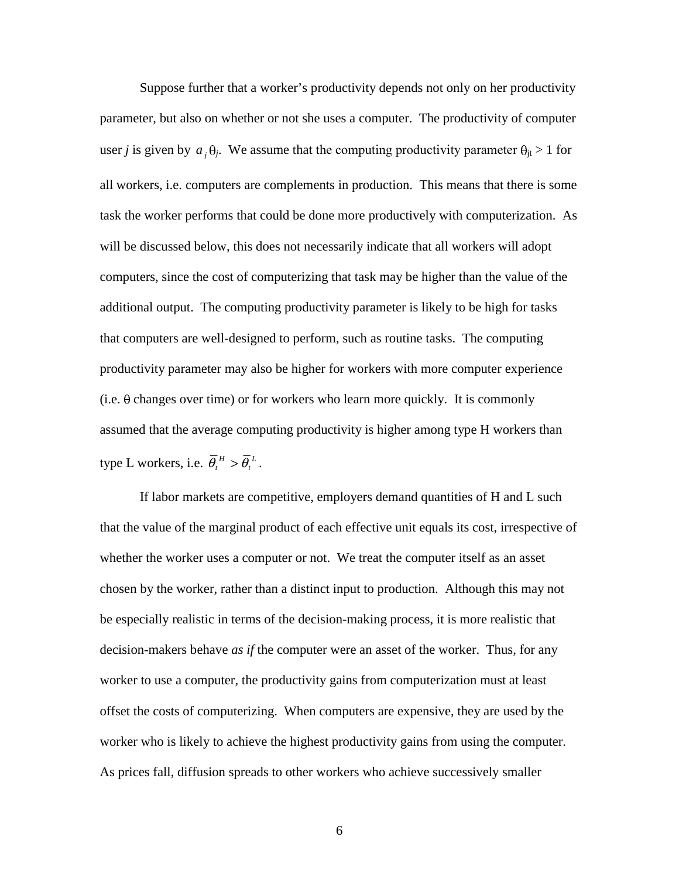Suppose further that a worker's productivity depends not only on her productivity parameter, but also on whether or not she uses a computer. The productivity of computer user *j* is given by $a_j \theta_j$. We assume that the computing productivity parameter $\theta_{jt} > 1$ for all workers, i.e. computers are complements in production. This means that there is some task the worker performs that could be done more productively with computerization. As will be discussed below, this does not necessarily indicate that all workers will adopt computers, since the cost of computerizing that task may be higher than the value of the additional output. The computing productivity parameter is likely to be high for tasks that computers are well-designed to perform, such as routine tasks. The computing productivity parameter may also be higher for workers with more computer experience (i.e. $\theta$ changes over time) or for workers who learn more quickly. It is commonly assumed that the average computing productivity is higher among type H workers than type L workers, i.e. $\bar{\theta}_t^H > \bar{\theta}_t^L$.

If labor markets are competitive, employers demand quantities of H and L such that the value of the marginal product of each effective unit equals its cost, irrespective of whether the worker uses a computer or not. We treat the computer itself as an asset chosen by the worker, rather than a distinct input to production. Although this may not be especially realistic in terms of the decision-making process, it is more realistic that decision-makers behave *as if* the computer were an asset of the worker. Thus, for any worker to use a computer, the productivity gains from computerization must at least offset the costs of computerizing. When computers are expensive, they are used by the worker who is likely to achieve the highest productivity gains from using the computer. As prices fall, diffusion spreads to other workers who achieve successively smaller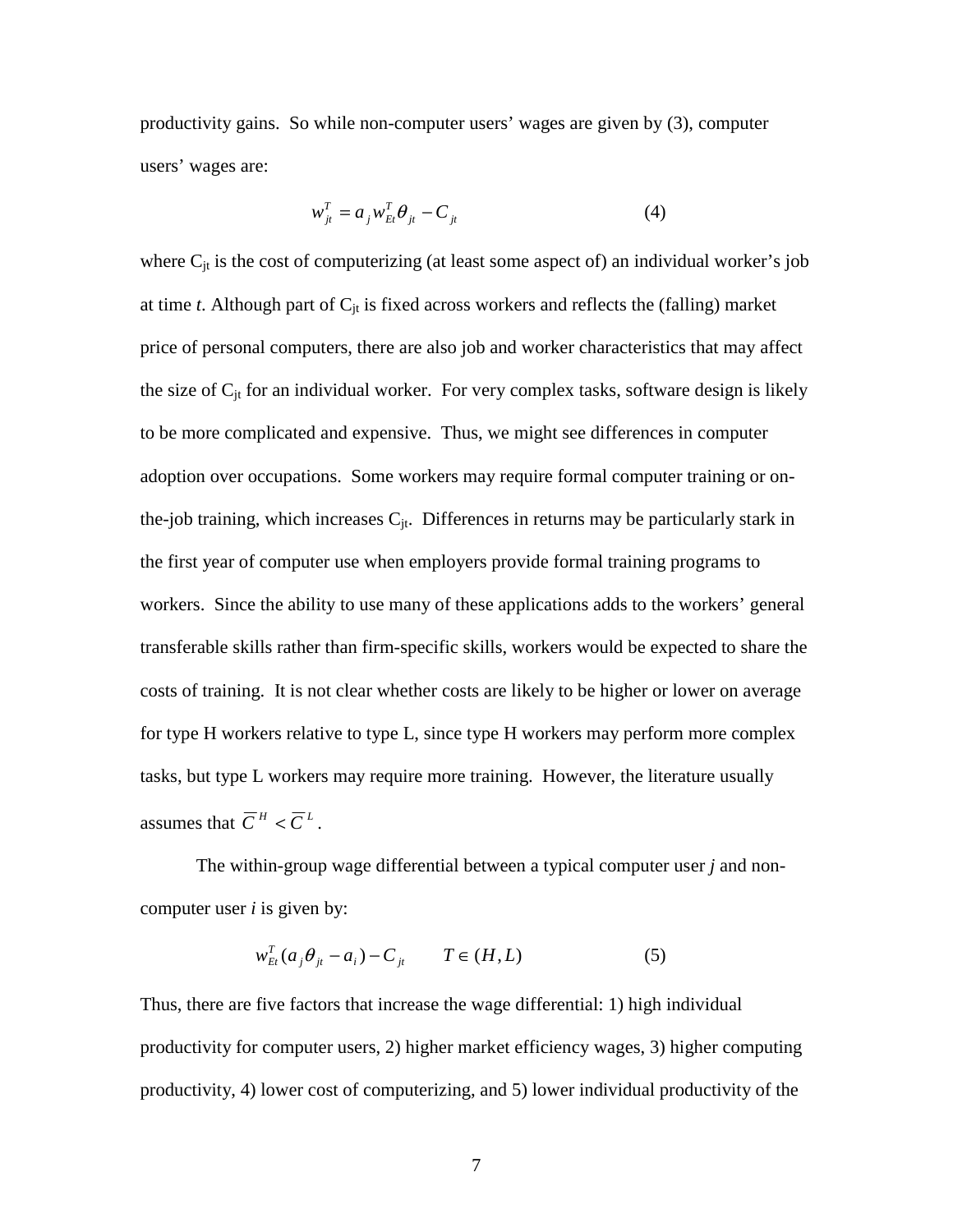productivity gains. So while non-computer users' wages are given by (3), computer users' wages are:

$$w_{jt}^{T} = a_j w_{Et}^{T} \theta_{jt} - C_{jt} \qquad (4)$$

where $C_{jt}$ is the cost of computerizing (at least some aspect of) an individual worker's job at time *t*. Although part of $C_{jt}$ is fixed across workers and reflects the (falling) market price of personal computers, there are also job and worker characteristics that may affect the size of $C_{jt}$ for an individual worker. For very complex tasks, software design is likely to be more complicated and expensive. Thus, we might see differences in computer adoption over occupations. Some workers may require formal computer training or on-the-job training, which increases $C_{jt}$. Differences in returns may be particularly stark in the first year of computer use when employers provide formal training programs to workers. Since the ability to use many of these applications adds to the workers' general transferable skills rather than firm-specific skills, workers would be expected to share the costs of training. It is not clear whether costs are likely to be higher or lower on average for type H workers relative to type L, since type H workers may perform more complex tasks, but type L workers may require more training. However, the literature usually assumes that $\overline{C}^{H} < \overline{C}^{L}$.

The within-group wage differential between a typical computer user *j* and non-computer user *i* is given by:

$$w_{Et}^{T}(a_j \theta_{jt} - a_i) - C_{jt} \qquad T \in (H, L) \qquad (5)$$

Thus, there are five factors that increase the wage differential: 1) high individual productivity for computer users, 2) higher market efficiency wages, 3) higher computing productivity, 4) lower cost of computerizing, and 5) lower individual productivity of the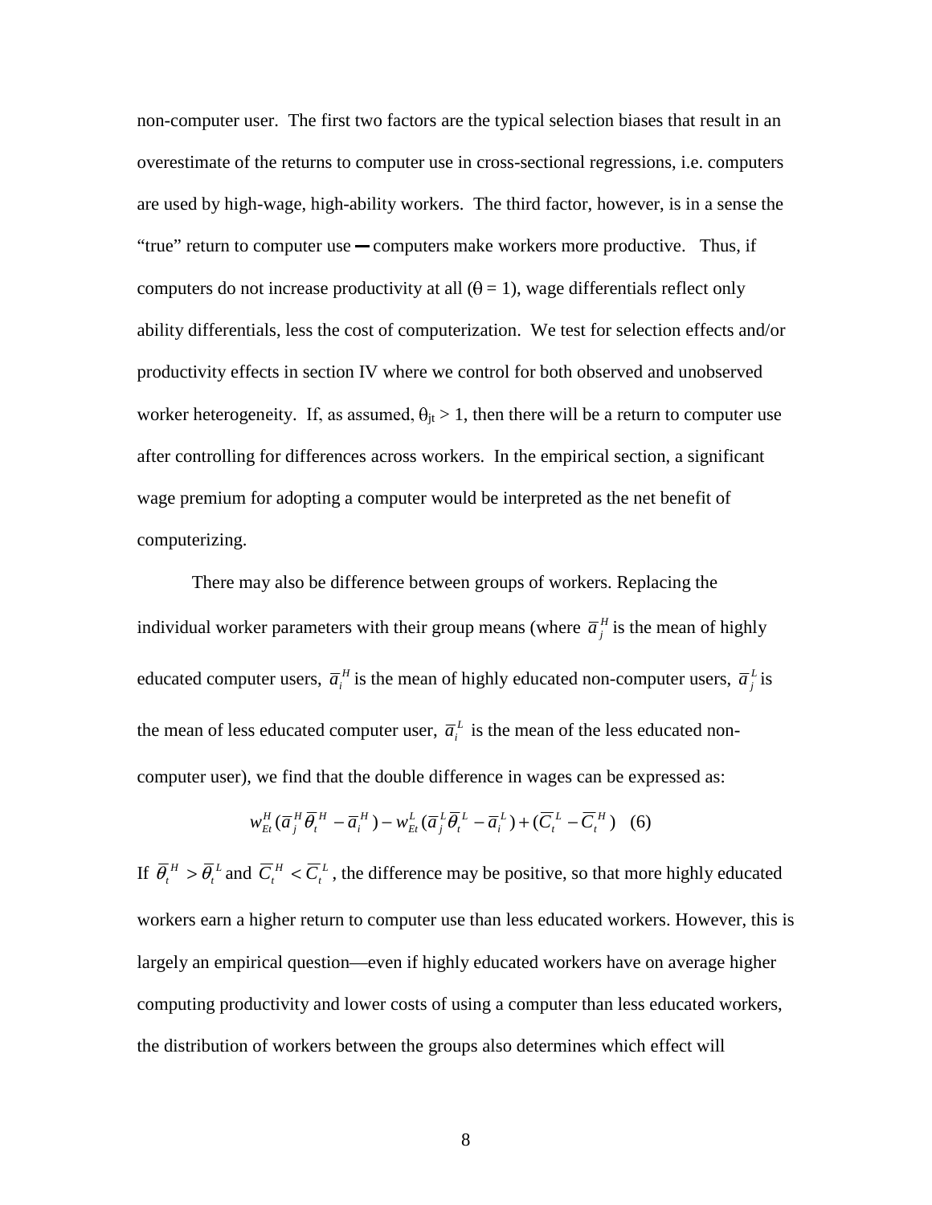non-computer user. The first two factors are the typical selection biases that result in an overestimate of the returns to computer use in cross-sectional regressions, i.e. computers are used by high-wage, high-ability workers. The third factor, however, is in a sense the "true" return to computer use ─ computers make workers more productive. Thus, if computers do not increase productivity at all ($\theta = 1$), wage differentials reflect only ability differentials, less the cost of computerization. We test for selection effects and/or productivity effects in section IV where we control for both observed and unobserved worker heterogeneity. If, as assumed, $\theta_{jt} > 1$, then there will be a return to computer use after controlling for differences across workers. In the empirical section, a significant wage premium for adopting a computer would be interpreted as the net benefit of computerizing.

There may also be difference between groups of workers. Replacing the individual worker parameters with their group means (where $\bar{a}_j^H$ is the mean of highly educated computer users, $\bar{a}_i^H$ is the mean of highly educated non-computer users, $\bar{a}_j^L$ is the mean of less educated computer user, $\bar{a}_i^L$ is the mean of the less educated non-computer user), we find that the double difference in wages can be expressed as:

$$w_{Et}^H(\bar{a}_j^H \bar{\theta}_t^H - \bar{a}_i^H) - w_{Et}^L(\bar{a}_j^L \bar{\theta}_t^L - \bar{a}_i^L) + (\bar{C}_t^L - \bar{C}_t^H) \quad (6)$$

If $\bar{\theta}_t^H > \bar{\theta}_t^L$ and $\bar{C}_t^H < \bar{C}_t^L$, the difference may be positive, so that more highly educated workers earn a higher return to computer use than less educated workers. However, this is largely an empirical question—even if highly educated workers have on average higher computing productivity and lower costs of using a computer than less educated workers, the distribution of workers between the groups also determines which effect will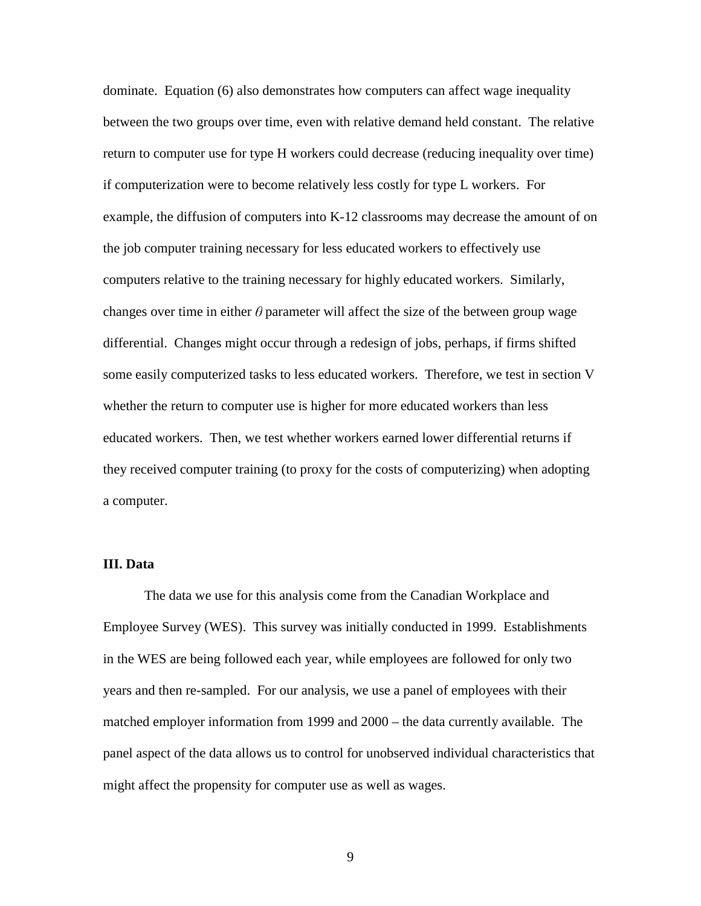dominate. Equation (6) also demonstrates how computers can affect wage inequality between the two groups over time, even with relative demand held constant. The relative return to computer use for type H workers could decrease (reducing inequality over time) if computerization were to become relatively less costly for type L workers. For example, the diffusion of computers into K-12 classrooms may decrease the amount of on the job computer training necessary for less educated workers to effectively use computers relative to the training necessary for highly educated workers. Similarly, changes over time in either $\theta$ parameter will affect the size of the between group wage differential. Changes might occur through a redesign of jobs, perhaps, if firms shifted some easily computerized tasks to less educated workers. Therefore, we test in section V whether the return to computer use is higher for more educated workers than less educated workers. Then, we test whether workers earned lower differential returns if they received computer training (to proxy for the costs of computerizing) when adopting a computer.

## III. Data

The data we use for this analysis come from the Canadian Workplace and Employee Survey (WES). This survey was initially conducted in 1999. Establishments in the WES are being followed each year, while employees are followed for only two years and then re-sampled. For our analysis, we use a panel of employees with their matched employer information from 1999 and 2000 – the data currently available. The panel aspect of the data allows us to control for unobserved individual characteristics that might affect the propensity for computer use as well as wages.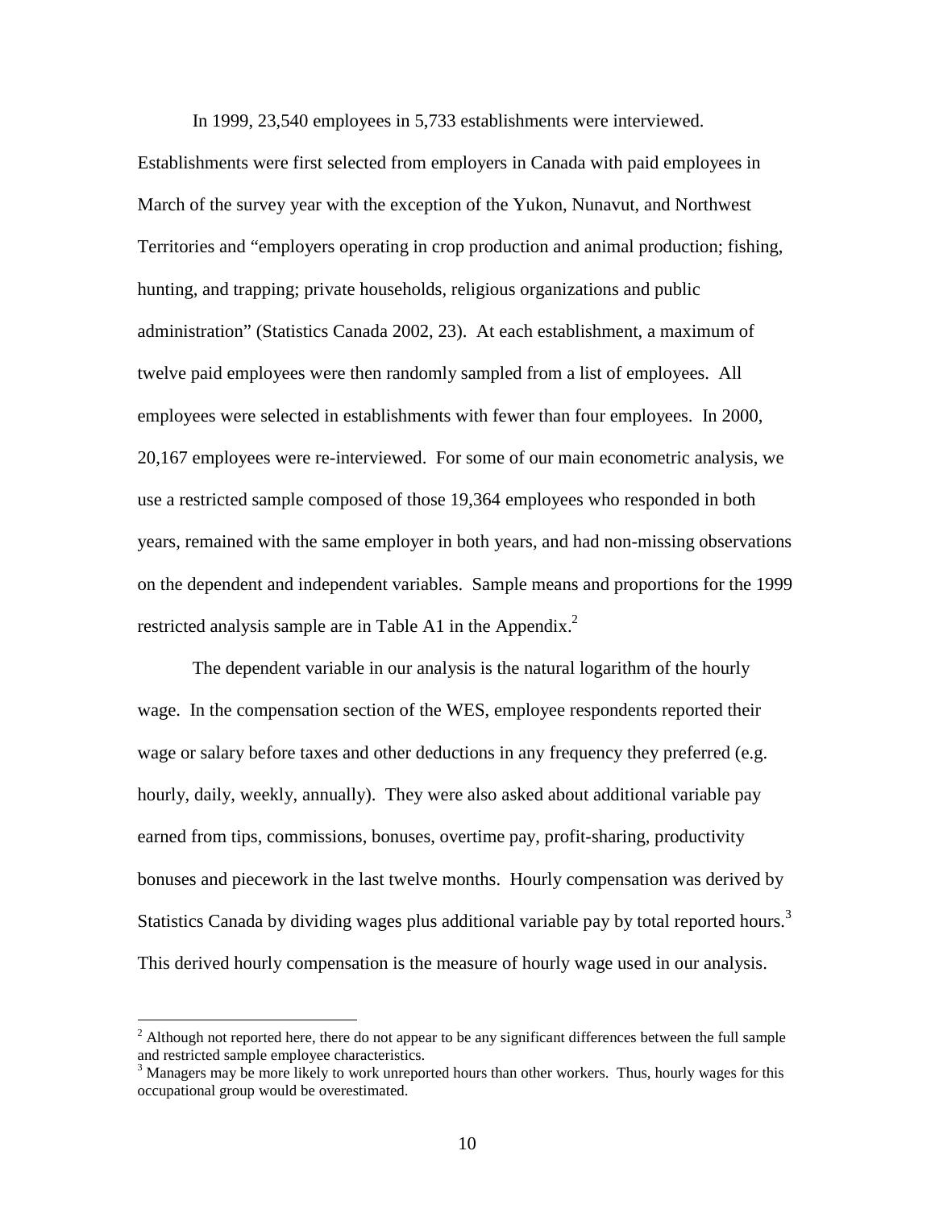In 1999, 23,540 employees in 5,733 establishments were interviewed. Establishments were first selected from employers in Canada with paid employees in March of the survey year with the exception of the Yukon, Nunavut, and Northwest Territories and "employers operating in crop production and animal production; fishing, hunting, and trapping; private households, religious organizations and public administration" (Statistics Canada 2002, 23). At each establishment, a maximum of twelve paid employees were then randomly sampled from a list of employees. All employees were selected in establishments with fewer than four employees. In 2000, 20,167 employees were re-interviewed. For some of our main econometric analysis, we use a restricted sample composed of those 19,364 employees who responded in both years, remained with the same employer in both years, and had non-missing observations on the dependent and independent variables. Sample means and proportions for the 1999 restricted analysis sample are in Table A1 in the Appendix.[2]

The dependent variable in our analysis is the natural logarithm of the hourly wage. In the compensation section of the WES, employee respondents reported their wage or salary before taxes and other deductions in any frequency they preferred (e.g. hourly, daily, weekly, annually). They were also asked about additional variable pay earned from tips, commissions, bonuses, overtime pay, profit-sharing, productivity bonuses and piecework in the last twelve months. Hourly compensation was derived by Statistics Canada by dividing wages plus additional variable pay by total reported hours.[3] This derived hourly compensation is the measure of hourly wage used in our analysis.

[2] Although not reported here, there do not appear to be any significant differences between the full sample and restricted sample employee characteristics.

[3] Managers may be more likely to work unreported hours than other workers. Thus, hourly wages for this occupational group would be overestimated.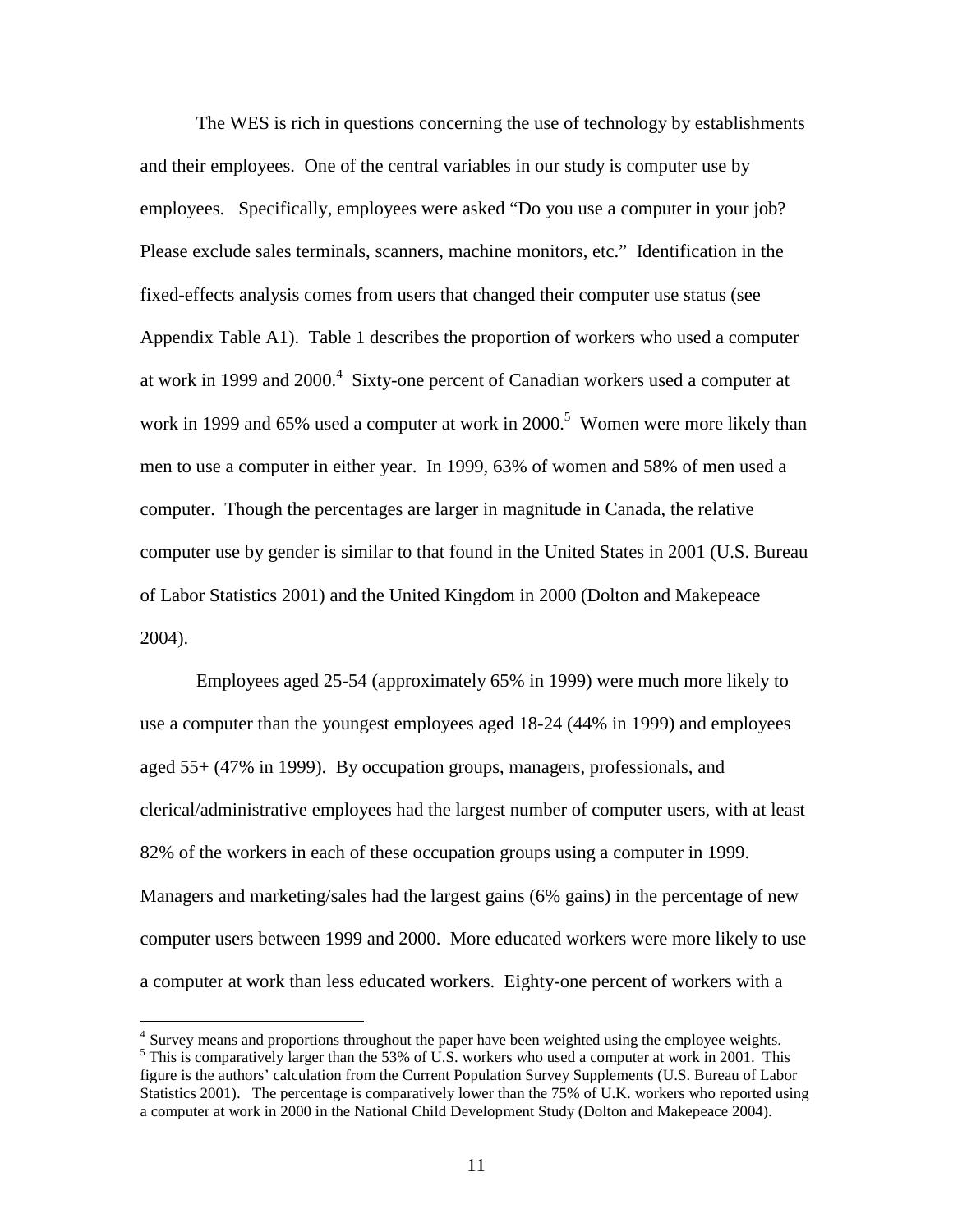The WES is rich in questions concerning the use of technology by establishments and their employees. One of the central variables in our study is computer use by employees. Specifically, employees were asked "Do you use a computer in your job? Please exclude sales terminals, scanners, machine monitors, etc." Identification in the fixed-effects analysis comes from users that changed their computer use status (see Appendix Table A1). Table 1 describes the proportion of workers who used a computer at work in 1999 and 2000.[4] Sixty-one percent of Canadian workers used a computer at work in 1999 and 65% used a computer at work in 2000.[5] Women were more likely than men to use a computer in either year. In 1999, 63% of women and 58% of men used a computer. Though the percentages are larger in magnitude in Canada, the relative computer use by gender is similar to that found in the United States in 2001 (U.S. Bureau of Labor Statistics 2001) and the United Kingdom in 2000 (Dolton and Makepeace 2004).

Employees aged 25-54 (approximately 65% in 1999) were much more likely to use a computer than the youngest employees aged 18-24 (44% in 1999) and employees aged 55+ (47% in 1999). By occupation groups, managers, professionals, and clerical/administrative employees had the largest number of computer users, with at least 82% of the workers in each of these occupation groups using a computer in 1999. Managers and marketing/sales had the largest gains (6% gains) in the percentage of new computer users between 1999 and 2000. More educated workers were more likely to use a computer at work than less educated workers. Eighty-one percent of workers with a

[4] Survey means and proportions throughout the paper have been weighted using the employee weights.

[5] This is comparatively larger than the 53% of U.S. workers who used a computer at work in 2001. This figure is the authors' calculation from the Current Population Survey Supplements (U.S. Bureau of Labor Statistics 2001). The percentage is comparatively lower than the 75% of U.K. workers who reported using a computer at work in 2000 in the National Child Development Study (Dolton and Makepeace 2004).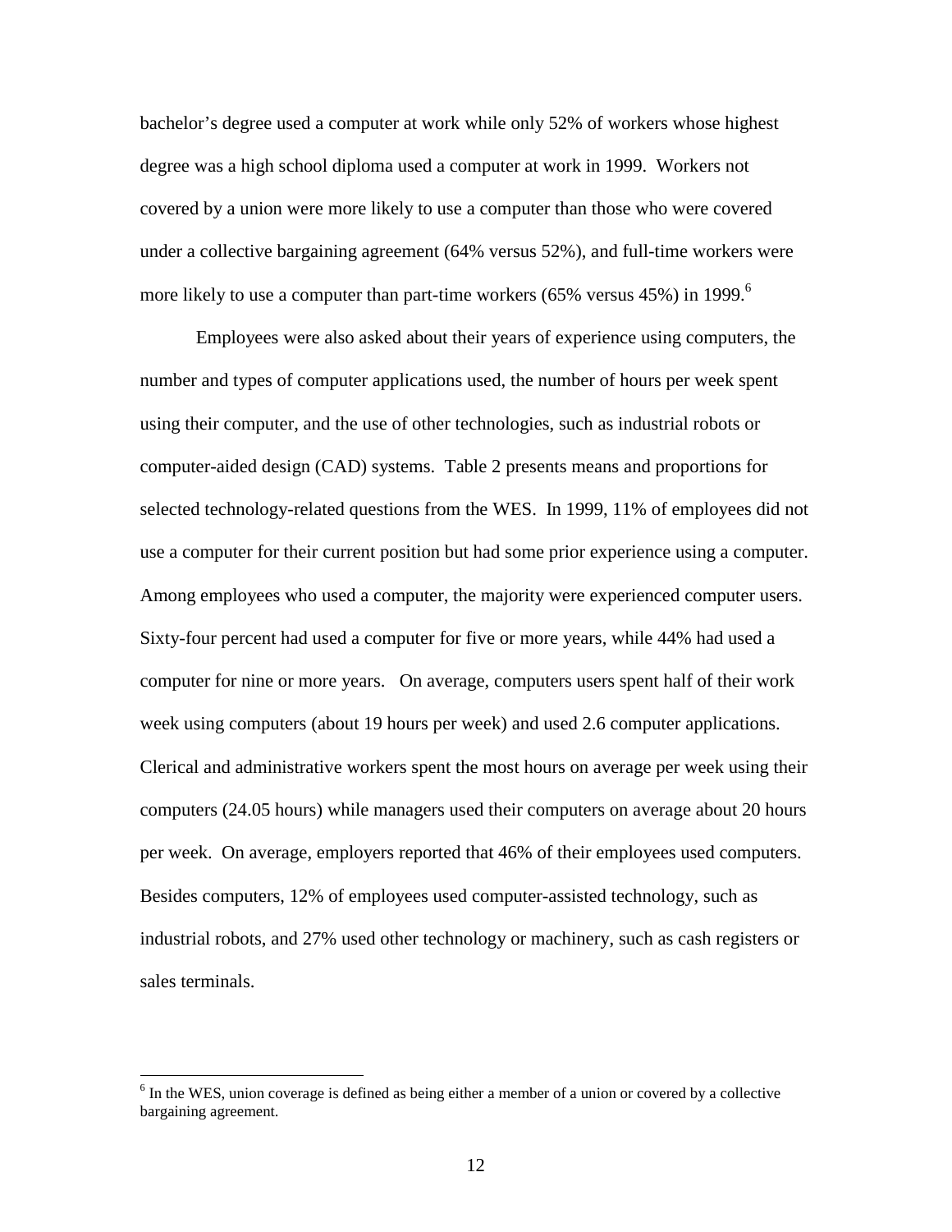bachelor's degree used a computer at work while only 52% of workers whose highest degree was a high school diploma used a computer at work in 1999. Workers not covered by a union were more likely to use a computer than those who were covered under a collective bargaining agreement (64% versus 52%), and full-time workers were more likely to use a computer than part-time workers (65% versus 45%) in 1999.[6]

Employees were also asked about their years of experience using computers, the number and types of computer applications used, the number of hours per week spent using their computer, and the use of other technologies, such as industrial robots or computer-aided design (CAD) systems. Table 2 presents means and proportions for selected technology-related questions from the WES. In 1999, 11% of employees did not use a computer for their current position but had some prior experience using a computer. Among employees who used a computer, the majority were experienced computer users. Sixty-four percent had used a computer for five or more years, while 44% had used a computer for nine or more years. On average, computers users spent half of their work week using computers (about 19 hours per week) and used 2.6 computer applications. Clerical and administrative workers spent the most hours on average per week using their computers (24.05 hours) while managers used their computers on average about 20 hours per week. On average, employers reported that 46% of their employees used computers. Besides computers, 12% of employees used computer-assisted technology, such as industrial robots, and 27% used other technology or machinery, such as cash registers or sales terminals.

---

[6] In the WES, union coverage is defined as being either a member of a union or covered by a collective bargaining agreement.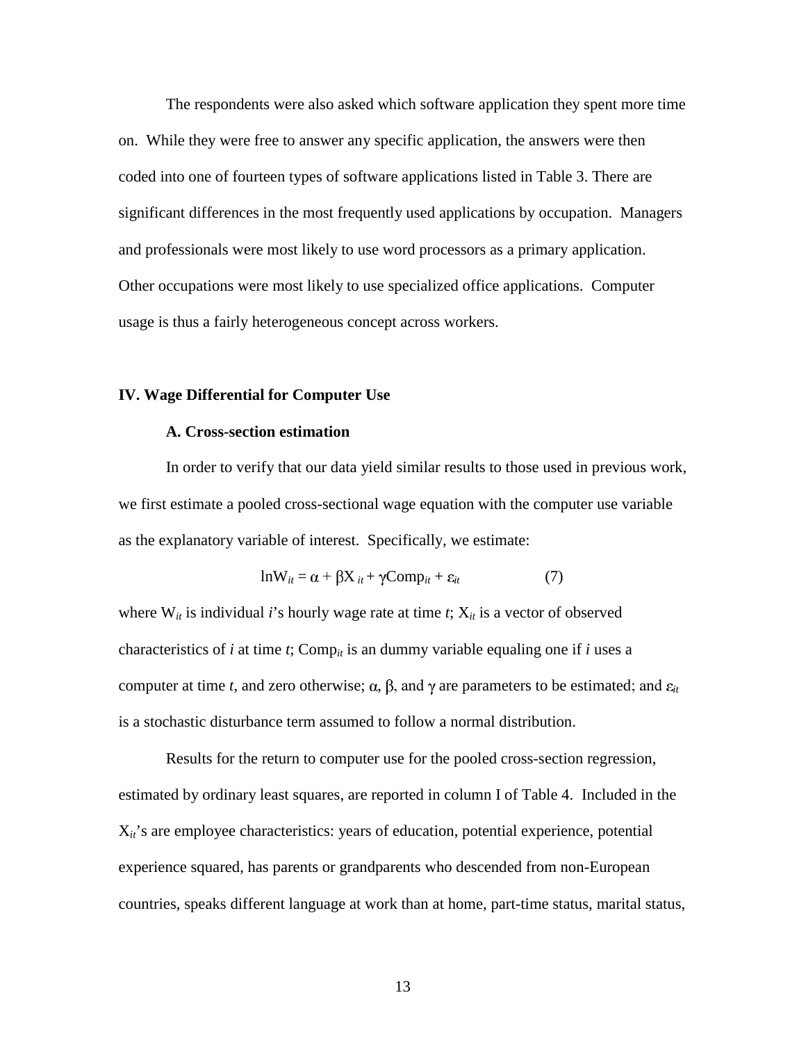The respondents were also asked which software application they spent more time on. While they were free to answer any specific application, the answers were then coded into one of fourteen types of software applications listed in Table 3. There are significant differences in the most frequently used applications by occupation. Managers and professionals were most likely to use word processors as a primary application. Other occupations were most likely to use specialized office applications. Computer usage is thus a fairly heterogeneous concept across workers.

## IV. Wage Differential for Computer Use

### A. Cross-section estimation

In order to verify that our data yield similar results to those used in previous work, we first estimate a pooled cross-sectional wage equation with the computer use variable as the explanatory variable of interest. Specifically, we estimate:

$$\ln W_{it} = \alpha + \beta X_{it} + \gamma \text{Comp}_{it} + \varepsilon_{it} \qquad (7)$$

where $W_{it}$ is individual *i*'s hourly wage rate at time *t*; $X_{it}$ is a vector of observed characteristics of *i* at time *t*; $\text{Comp}_{it}$ is an dummy variable equaling one if *i* uses a computer at time *t*, and zero otherwise; $\alpha$, $\beta$, and $\gamma$ are parameters to be estimated; and $\varepsilon_{it}$ is a stochastic disturbance term assumed to follow a normal distribution.

Results for the return to computer use for the pooled cross-section regression, estimated by ordinary least squares, are reported in column I of Table 4. Included in the $X_{it}$'s are employee characteristics: years of education, potential experience, potential experience squared, has parents or grandparents who descended from non-European countries, speaks different language at work than at home, part-time status, marital status,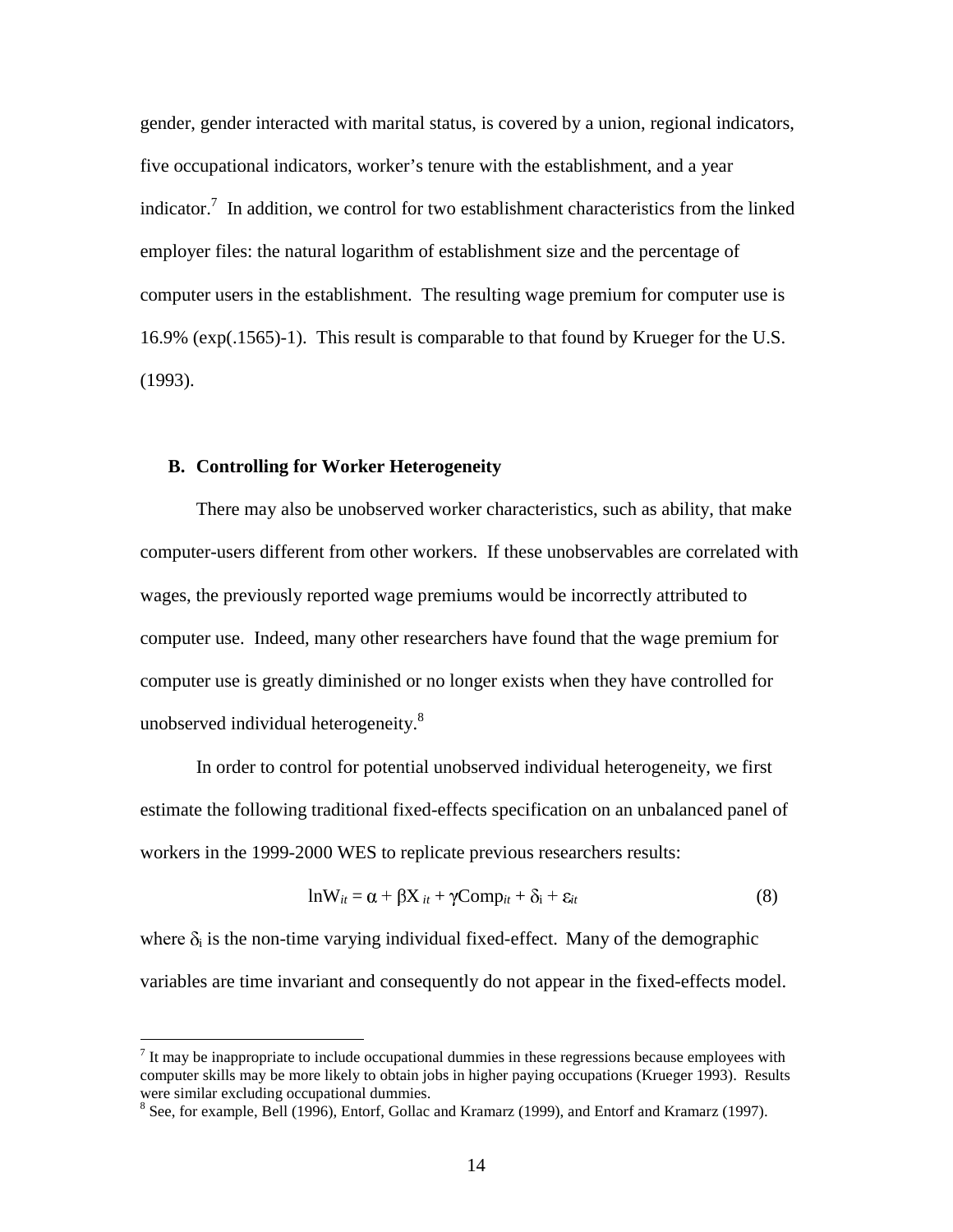gender, gender interacted with marital status, is covered by a union, regional indicators, five occupational indicators, worker's tenure with the establishment, and a year indicator.[7] In addition, we control for two establishment characteristics from the linked employer files: the natural logarithm of establishment size and the percentage of computer users in the establishment. The resulting wage premium for computer use is 16.9% (exp(.1565)-1). This result is comparable to that found by Krueger for the U.S. (1993).

### B. Controlling for Worker Heterogeneity

There may also be unobserved worker characteristics, such as ability, that make computer-users different from other workers. If these unobservables are correlated with wages, the previously reported wage premiums would be incorrectly attributed to computer use. Indeed, many other researchers have found that the wage premium for computer use is greatly diminished or no longer exists when they have controlled for unobserved individual heterogeneity.[8]

In order to control for potential unobserved individual heterogeneity, we first estimate the following traditional fixed-effects specification on an unbalanced panel of workers in the 1999-2000 WES to replicate previous researchers results:

$$\ln W_{it} = \alpha + \beta X_{it} + \gamma Comp_{it} + \delta_i + \varepsilon_{it} \quad (8)$$

where $\delta_i$ is the non-time varying individual fixed-effect. Many of the demographic variables are time invariant and consequently do not appear in the fixed-effects model.

[7] It may be inappropriate to include occupational dummies in these regressions because employees with computer skills may be more likely to obtain jobs in higher paying occupations (Krueger 1993). Results were similar excluding occupational dummies.

[8] See, for example, Bell (1996), Entorf, Gollac and Kramarz (1999), and Entorf and Kramarz (1997).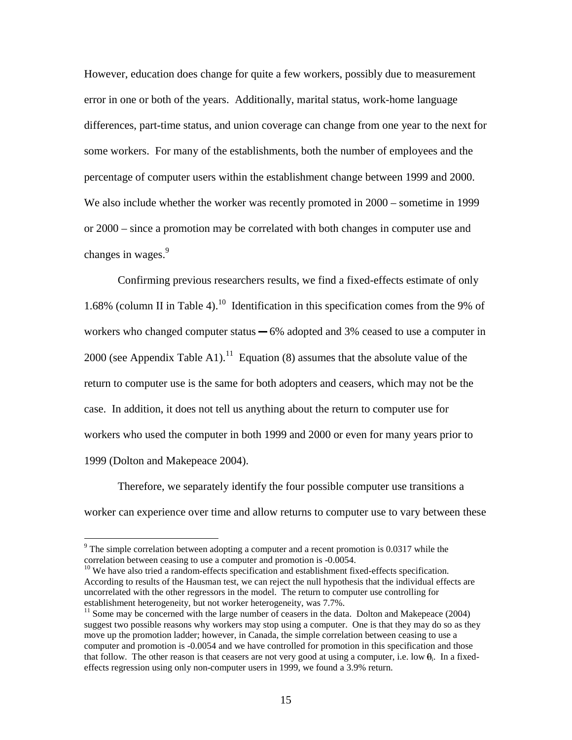However, education does change for quite a few workers, possibly due to measurement error in one or both of the years. Additionally, marital status, work-home language differences, part-time status, and union coverage can change from one year to the next for some workers. For many of the establishments, both the number of employees and the percentage of computer users within the establishment change between 1999 and 2000. We also include whether the worker was recently promoted in 2000 – sometime in 1999 or 2000 – since a promotion may be correlated with both changes in computer use and changes in wages.[9]

Confirming previous researchers results, we find a fixed-effects estimate of only 1.68% (column II in Table 4).[10] Identification in this specification comes from the 9% of workers who changed computer status — 6% adopted and 3% ceased to use a computer in 2000 (see Appendix Table A1).[11] Equation (8) assumes that the absolute value of the return to computer use is the same for both adopters and ceasers, which may not be the case. In addition, it does not tell us anything about the return to computer use for workers who used the computer in both 1999 and 2000 or even for many years prior to 1999 (Dolton and Makepeace 2004).

Therefore, we separately identify the four possible computer use transitions a worker can experience over time and allow returns to computer use to vary between these

---

[9] The simple correlation between adopting a computer and a recent promotion is 0.0317 while the correlation between ceasing to use a computer and promotion is -0.0054.

[10] We have also tried a random-effects specification and establishment fixed-effects specification. According to results of the Hausman test, we can reject the null hypothesis that the individual effects are uncorrelated with the other regressors in the model. The return to computer use controlling for establishment heterogeneity, but not worker heterogeneity, was 7.7%.

[11] Some may be concerned with the large number of ceasers in the data. Dolton and Makepeace (2004) suggest two possible reasons why workers may stop using a computer. One is that they may do so as they move up the promotion ladder; however, in Canada, the simple correlation between ceasing to use a computer and promotion is -0.0054 and we have controlled for promotion in this specification and those that follow. The other reason is that ceasers are not very good at using a computer, i.e. low $\theta_i$. In a fixed-effects regression using only non-computer users in 1999, we found a 3.9% return.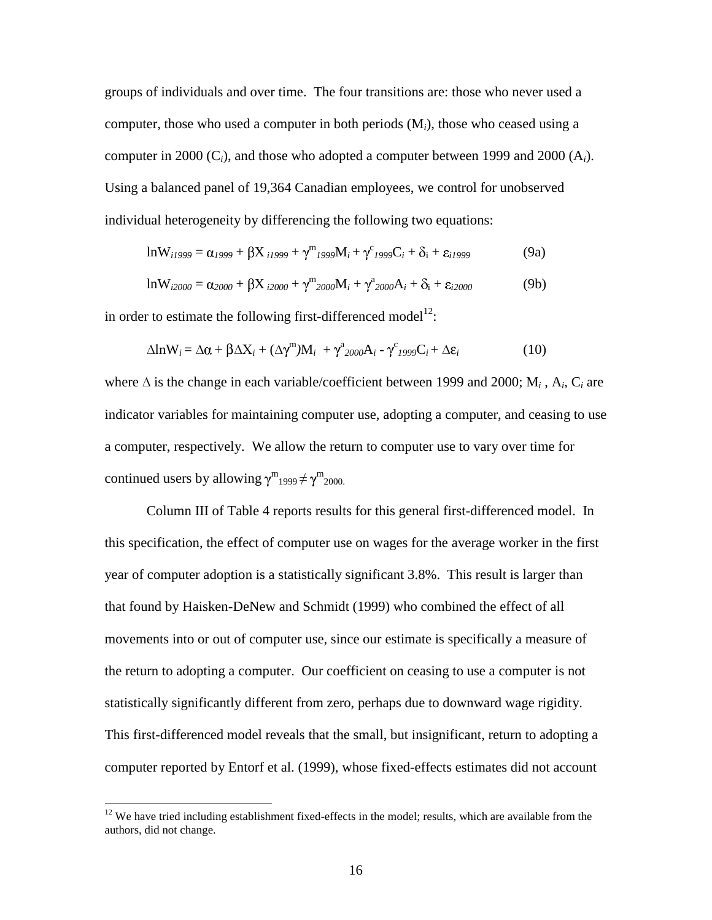groups of individuals and over time. The four transitions are: those who never used a computer, those who used a computer in both periods ($M_i$), those who ceased using a computer in 2000 ($C_i$), and those who adopted a computer between 1999 and 2000 ($A_i$). Using a balanced panel of 19,364 Canadian employees, we control for unobserved individual heterogeneity by differencing the following two equations:

$$\ln W_{i1999} = \alpha_{1999} + \beta X_{i1999} + \gamma^{m}_{1999} M_i + \gamma^{c}_{1999} C_i + \delta_i + \varepsilon_{i1999} \qquad (9a)$$

$$\ln W_{i2000} = \alpha_{2000} + \beta X_{i2000} + \gamma^{m}_{2000} M_i + \gamma^{a}_{2000} A_i + \delta_i + \varepsilon_{i2000} \qquad (9b)$$

in order to estimate the following first-differenced model[12]:

$$\Delta \ln W_i = \Delta\alpha + \beta \Delta X_i + (\Delta\gamma^{m}) M_i + \gamma^{a}_{2000} A_i - \gamma^{c}_{1999} C_i + \Delta\varepsilon_i \qquad (10)$$

where $\Delta$ is the change in each variable/coefficient between 1999 and 2000; $M_i$, $A_i$, $C_i$ are indicator variables for maintaining computer use, adopting a computer, and ceasing to use a computer, respectively. We allow the return to computer use to vary over time for continued users by allowing $\gamma^{m}_{1999} \neq \gamma^{m}_{2000}$.

Column III of Table 4 reports results for this general first-differenced model. In this specification, the effect of computer use on wages for the average worker in the first year of computer adoption is a statistically significant 3.8%. This result is larger than that found by Haisken-DeNew and Schmidt (1999) who combined the effect of all movements into or out of computer use, since our estimate is specifically a measure of the return to adopting a computer. Our coefficient on ceasing to use a computer is not statistically significantly different from zero, perhaps due to downward wage rigidity. This first-differenced model reveals that the small, but insignificant, return to adopting a computer reported by Entorf et al. (1999), whose fixed-effects estimates did not account

[12] We have tried including establishment fixed-effects in the model; results, which are available from the authors, did not change.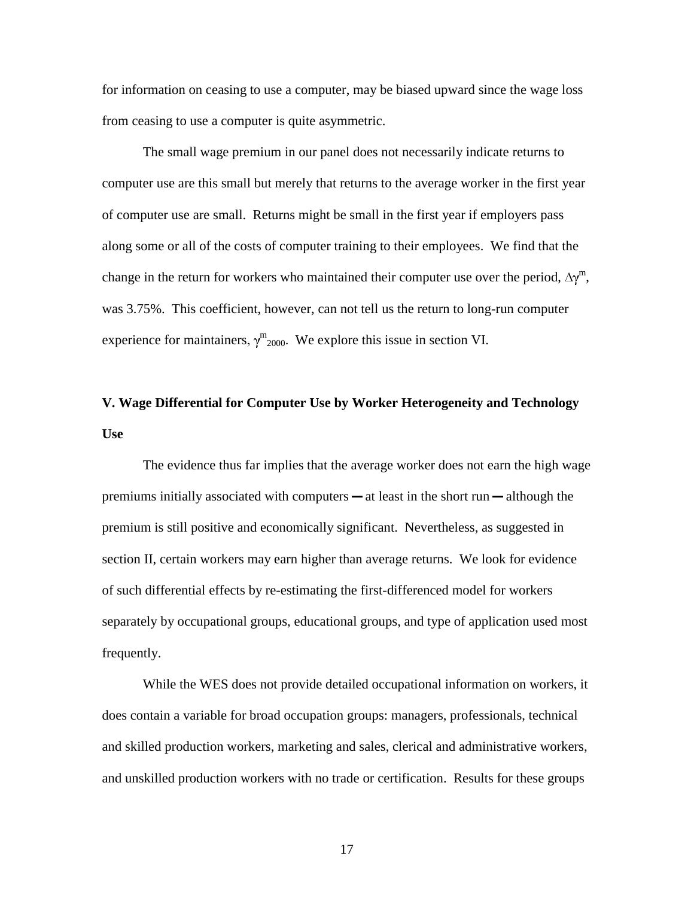for information on ceasing to use a computer, may be biased upward since the wage loss from ceasing to use a computer is quite asymmetric.

The small wage premium in our panel does not necessarily indicate returns to computer use are this small but merely that returns to the average worker in the first year of computer use are small. Returns might be small in the first year if employers pass along some or all of the costs of computer training to their employees. We find that the change in the return for workers who maintained their computer use over the period, $\Delta\gamma^{m}$, was 3.75%. This coefficient, however, can not tell us the return to long-run computer experience for maintainers, $\gamma^{m}_{2000}$. We explore this issue in section VI.

## V. Wage Differential for Computer Use by Worker Heterogeneity and Technology Use

The evidence thus far implies that the average worker does not earn the high wage premiums initially associated with computers — at least in the short run — although the premium is still positive and economically significant. Nevertheless, as suggested in section II, certain workers may earn higher than average returns. We look for evidence of such differential effects by re-estimating the first-differenced model for workers separately by occupational groups, educational groups, and type of application used most frequently.

While the WES does not provide detailed occupational information on workers, it does contain a variable for broad occupation groups: managers, professionals, technical and skilled production workers, marketing and sales, clerical and administrative workers, and unskilled production workers with no trade or certification. Results for these groups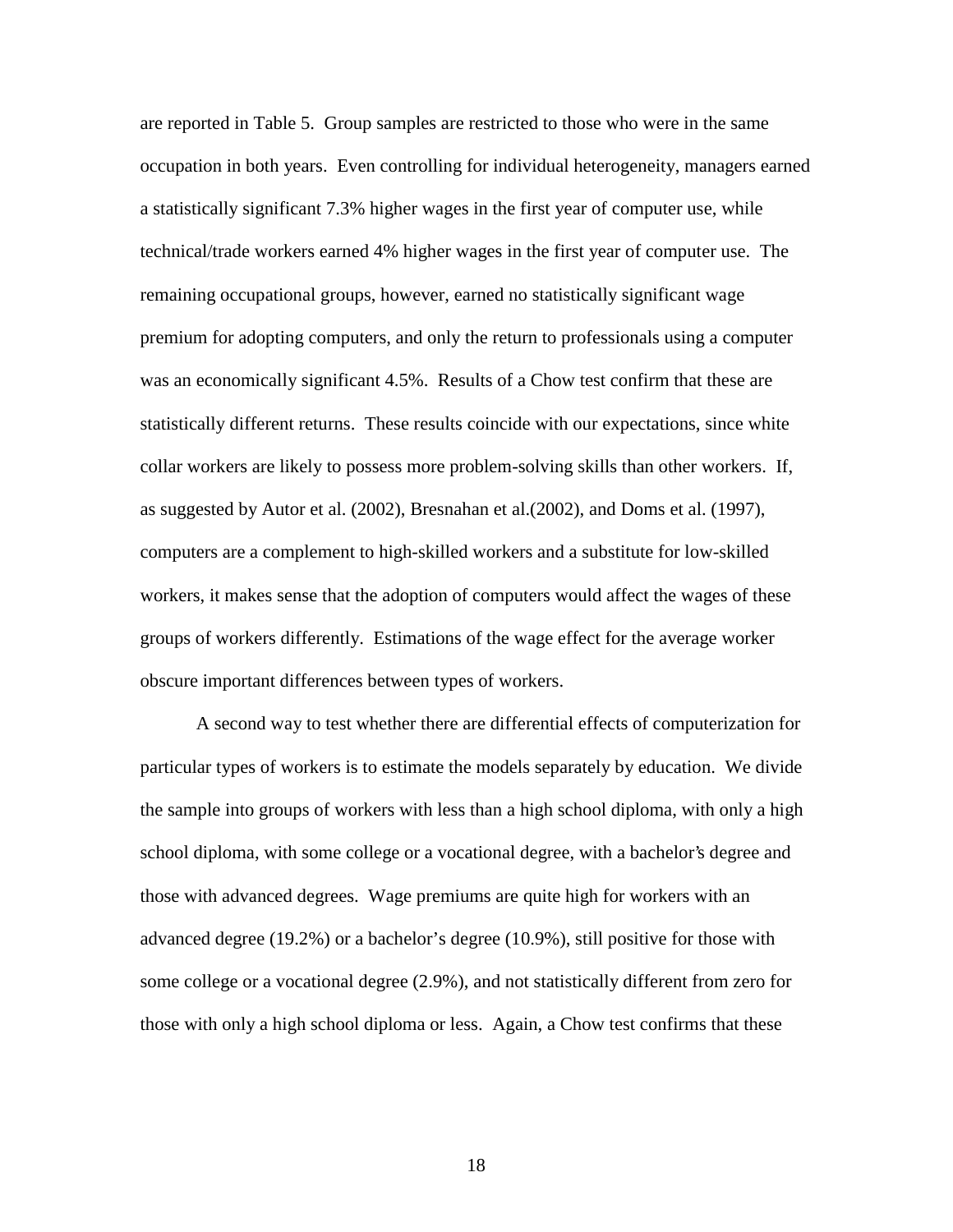are reported in Table 5. Group samples are restricted to those who were in the same occupation in both years. Even controlling for individual heterogeneity, managers earned a statistically significant 7.3% higher wages in the first year of computer use, while technical/trade workers earned 4% higher wages in the first year of computer use. The remaining occupational groups, however, earned no statistically significant wage premium for adopting computers, and only the return to professionals using a computer was an economically significant 4.5%. Results of a Chow test confirm that these are statistically different returns. These results coincide with our expectations, since white collar workers are likely to possess more problem-solving skills than other workers. If, as suggested by Autor et al. (2002), Bresnahan et al.(2002), and Doms et al. (1997), computers are a complement to high-skilled workers and a substitute for low-skilled workers, it makes sense that the adoption of computers would affect the wages of these groups of workers differently. Estimations of the wage effect for the average worker obscure important differences between types of workers.

A second way to test whether there are differential effects of computerization for particular types of workers is to estimate the models separately by education. We divide the sample into groups of workers with less than a high school diploma, with only a high school diploma, with some college or a vocational degree, with a bachelor's degree and those with advanced degrees. Wage premiums are quite high for workers with an advanced degree (19.2%) or a bachelor's degree (10.9%), still positive for those with some college or a vocational degree (2.9%), and not statistically different from zero for those with only a high school diploma or less. Again, a Chow test confirms that these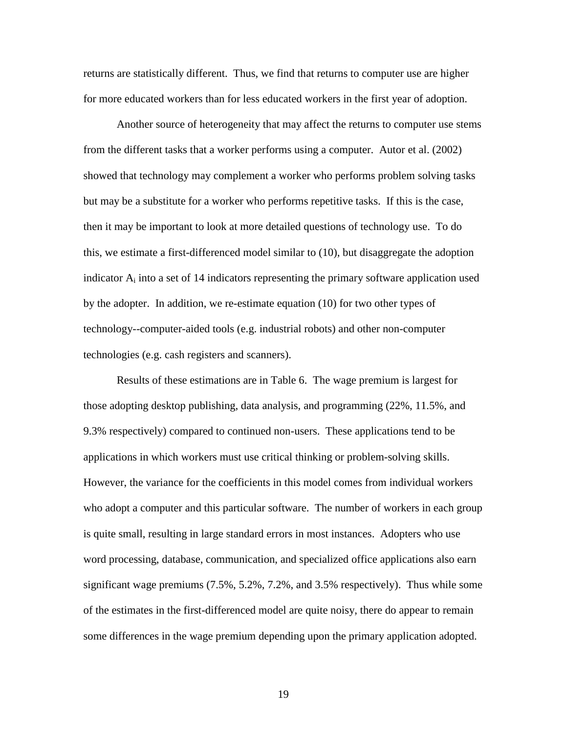returns are statistically different. Thus, we find that returns to computer use are higher for more educated workers than for less educated workers in the first year of adoption.

Another source of heterogeneity that may affect the returns to computer use stems from the different tasks that a worker performs using a computer. Autor et al. (2002) showed that technology may complement a worker who performs problem solving tasks but may be a substitute for a worker who performs repetitive tasks. If this is the case, then it may be important to look at more detailed questions of technology use. To do this, we estimate a first-differenced model similar to (10), but disaggregate the adoption indicator $A_i$ into a set of 14 indicators representing the primary software application used by the adopter. In addition, we re-estimate equation (10) for two other types of technology--computer-aided tools (e.g. industrial robots) and other non-computer technologies (e.g. cash registers and scanners).

Results of these estimations are in Table 6. The wage premium is largest for those adopting desktop publishing, data analysis, and programming (22%, 11.5%, and 9.3% respectively) compared to continued non-users. These applications tend to be applications in which workers must use critical thinking or problem-solving skills. However, the variance for the coefficients in this model comes from individual workers who adopt a computer and this particular software. The number of workers in each group is quite small, resulting in large standard errors in most instances. Adopters who use word processing, database, communication, and specialized office applications also earn significant wage premiums (7.5%, 5.2%, 7.2%, and 3.5% respectively). Thus while some of the estimates in the first-differenced model are quite noisy, there do appear to remain some differences in the wage premium depending upon the primary application adopted.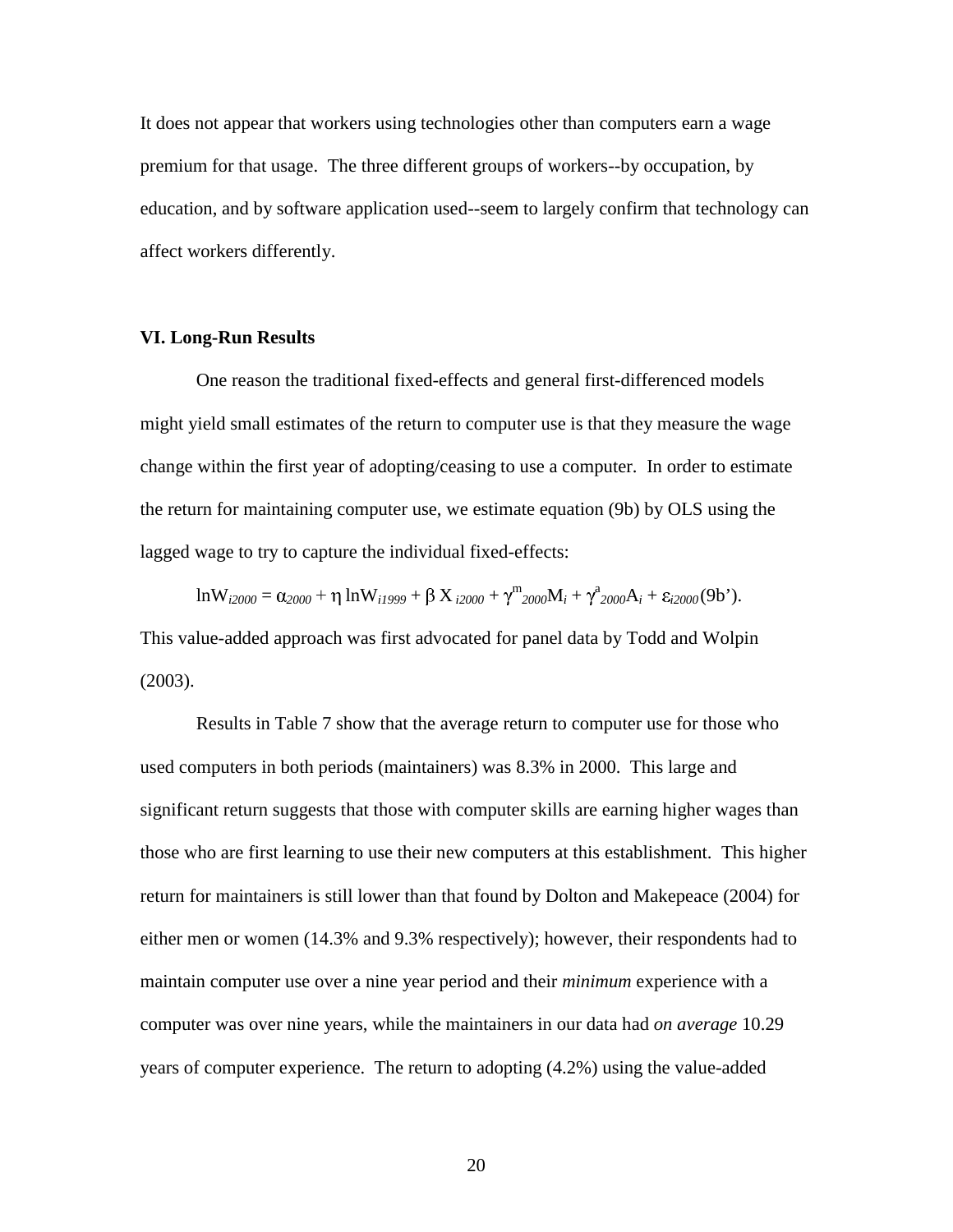It does not appear that workers using technologies other than computers earn a wage premium for that usage. The three different groups of workers--by occupation, by education, and by software application used--seem to largely confirm that technology can affect workers differently.

## VI. Long-Run Results

One reason the traditional fixed-effects and general first-differenced models might yield small estimates of the return to computer use is that they measure the wage change within the first year of adopting/ceasing to use a computer. In order to estimate the return for maintaining computer use, we estimate equation (9b) by OLS using the lagged wage to try to capture the individual fixed-effects:

$$\ln W_{i2000} = \alpha_{2000} + \eta \ln W_{i1999} + \beta X_{i2000} + \gamma^{m}_{2000} M_i + \gamma^{a}_{2000} A_i + \varepsilon_{i2000} \quad (9b')$$

This value-added approach was first advocated for panel data by Todd and Wolpin (2003).

Results in Table 7 show that the average return to computer use for those who used computers in both periods (maintainers) was 8.3% in 2000. This large and significant return suggests that those with computer skills are earning higher wages than those who are first learning to use their new computers at this establishment. This higher return for maintainers is still lower than that found by Dolton and Makepeace (2004) for either men or women (14.3% and 9.3% respectively); however, their respondents had to maintain computer use over a nine year period and their *minimum* experience with a computer was over nine years, while the maintainers in our data had *on average* 10.29 years of computer experience. The return to adopting (4.2%) using the value-added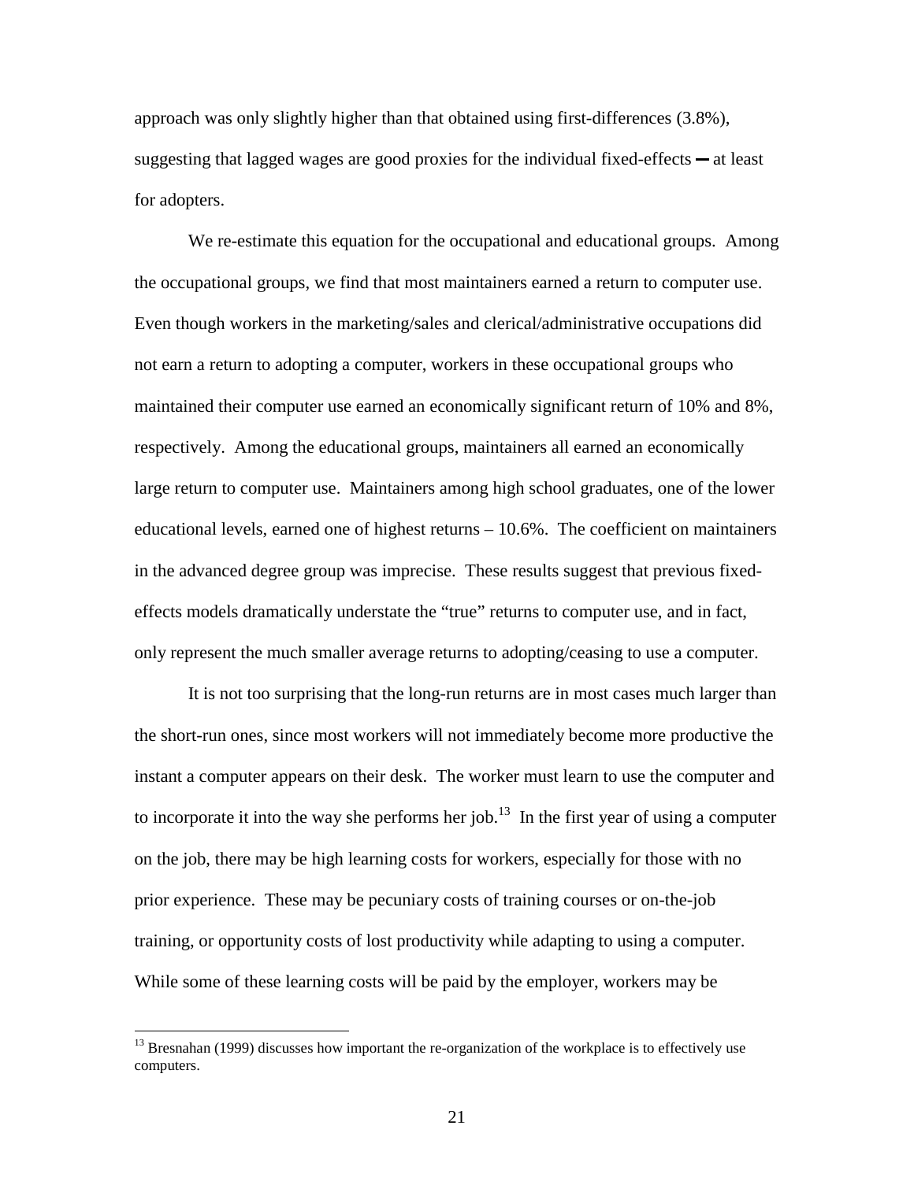approach was only slightly higher than that obtained using first-differences (3.8%), suggesting that lagged wages are good proxies for the individual fixed-effects — at least for adopters.

We re-estimate this equation for the occupational and educational groups. Among the occupational groups, we find that most maintainers earned a return to computer use. Even though workers in the marketing/sales and clerical/administrative occupations did not earn a return to adopting a computer, workers in these occupational groups who maintained their computer use earned an economically significant return of 10% and 8%, respectively. Among the educational groups, maintainers all earned an economically large return to computer use. Maintainers among high school graduates, one of the lower educational levels, earned one of highest returns – 10.6%. The coefficient on maintainers in the advanced degree group was imprecise. These results suggest that previous fixed-effects models dramatically understate the "true" returns to computer use, and in fact, only represent the much smaller average returns to adopting/ceasing to use a computer.

It is not too surprising that the long-run returns are in most cases much larger than the short-run ones, since most workers will not immediately become more productive the instant a computer appears on their desk. The worker must learn to use the computer and to incorporate it into the way she performs her job.[13] In the first year of using a computer on the job, there may be high learning costs for workers, especially for those with no prior experience. These may be pecuniary costs of training courses or on-the-job training, or opportunity costs of lost productivity while adapting to using a computer. While some of these learning costs will be paid by the employer, workers may be

[13] Bresnahan (1999) discusses how important the re-organization of the workplace is to effectively use computers.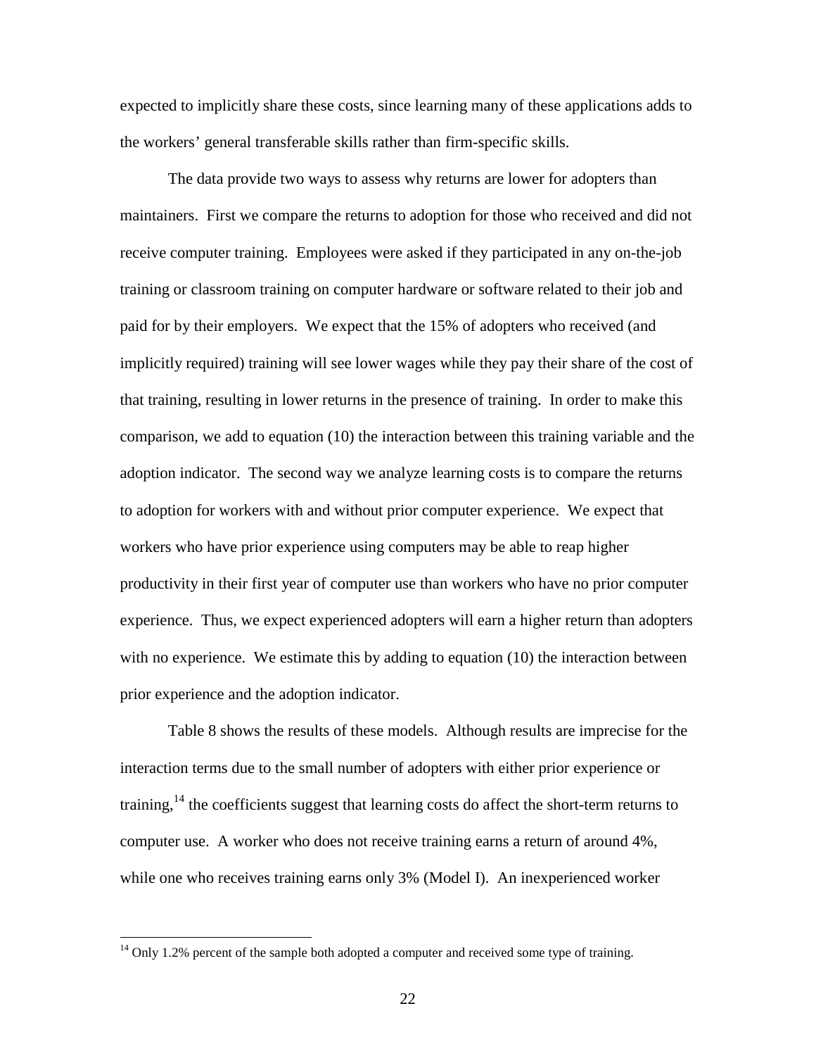expected to implicitly share these costs, since learning many of these applications adds to the workers' general transferable skills rather than firm-specific skills.

The data provide two ways to assess why returns are lower for adopters than maintainers. First we compare the returns to adoption for those who received and did not receive computer training. Employees were asked if they participated in any on-the-job training or classroom training on computer hardware or software related to their job and paid for by their employers. We expect that the 15% of adopters who received (and implicitly required) training will see lower wages while they pay their share of the cost of that training, resulting in lower returns in the presence of training. In order to make this comparison, we add to equation (10) the interaction between this training variable and the adoption indicator. The second way we analyze learning costs is to compare the returns to adoption for workers with and without prior computer experience. We expect that workers who have prior experience using computers may be able to reap higher productivity in their first year of computer use than workers who have no prior computer experience. Thus, we expect experienced adopters will earn a higher return than adopters with no experience. We estimate this by adding to equation (10) the interaction between prior experience and the adoption indicator.

Table 8 shows the results of these models. Although results are imprecise for the interaction terms due to the small number of adopters with either prior experience or training,[14] the coefficients suggest that learning costs do affect the short-term returns to computer use. A worker who does not receive training earns a return of around 4%, while one who receives training earns only 3% (Model I). An inexperienced worker

[14] Only 1.2% percent of the sample both adopted a computer and received some type of training.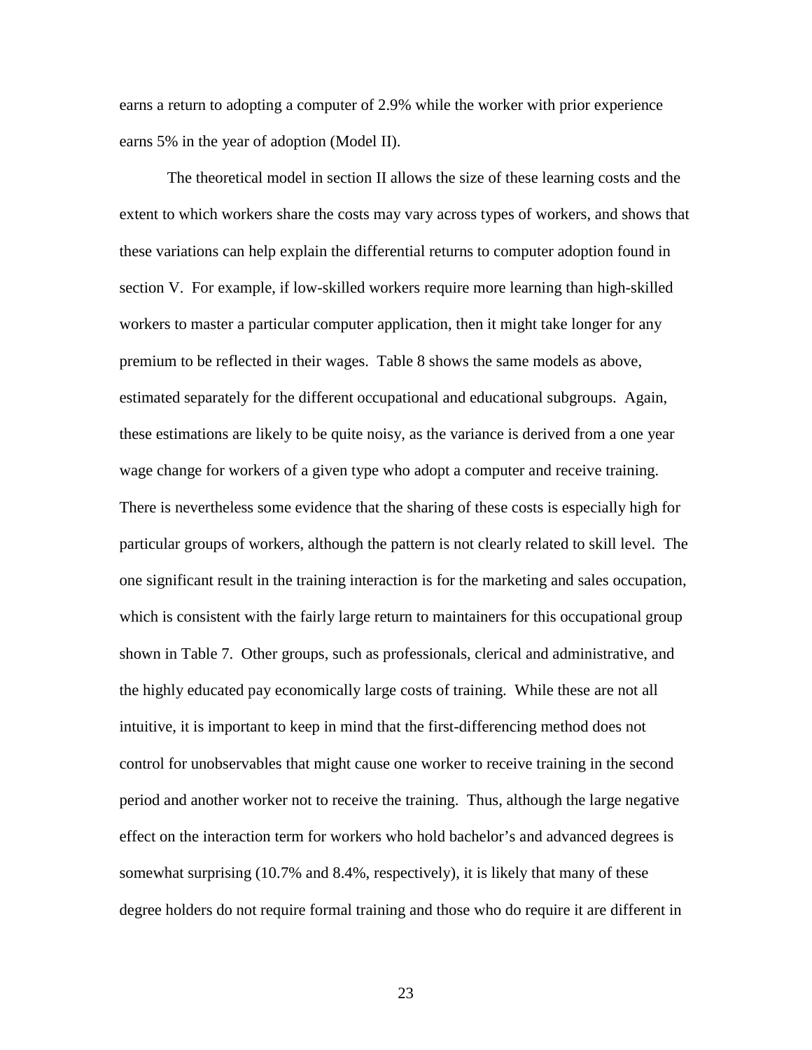earns a return to adopting a computer of 2.9% while the worker with prior experience earns 5% in the year of adoption (Model II).

The theoretical model in section II allows the size of these learning costs and the extent to which workers share the costs may vary across types of workers, and shows that these variations can help explain the differential returns to computer adoption found in section V. For example, if low-skilled workers require more learning than high-skilled workers to master a particular computer application, then it might take longer for any premium to be reflected in their wages. Table 8 shows the same models as above, estimated separately for the different occupational and educational subgroups. Again, these estimations are likely to be quite noisy, as the variance is derived from a one year wage change for workers of a given type who adopt a computer and receive training. There is nevertheless some evidence that the sharing of these costs is especially high for particular groups of workers, although the pattern is not clearly related to skill level. The one significant result in the training interaction is for the marketing and sales occupation, which is consistent with the fairly large return to maintainers for this occupational group shown in Table 7. Other groups, such as professionals, clerical and administrative, and the highly educated pay economically large costs of training. While these are not all intuitive, it is important to keep in mind that the first-differencing method does not control for unobservables that might cause one worker to receive training in the second period and another worker not to receive the training. Thus, although the large negative effect on the interaction term for workers who hold bachelor's and advanced degrees is somewhat surprising (10.7% and 8.4%, respectively), it is likely that many of these degree holders do not require formal training and those who do require it are different in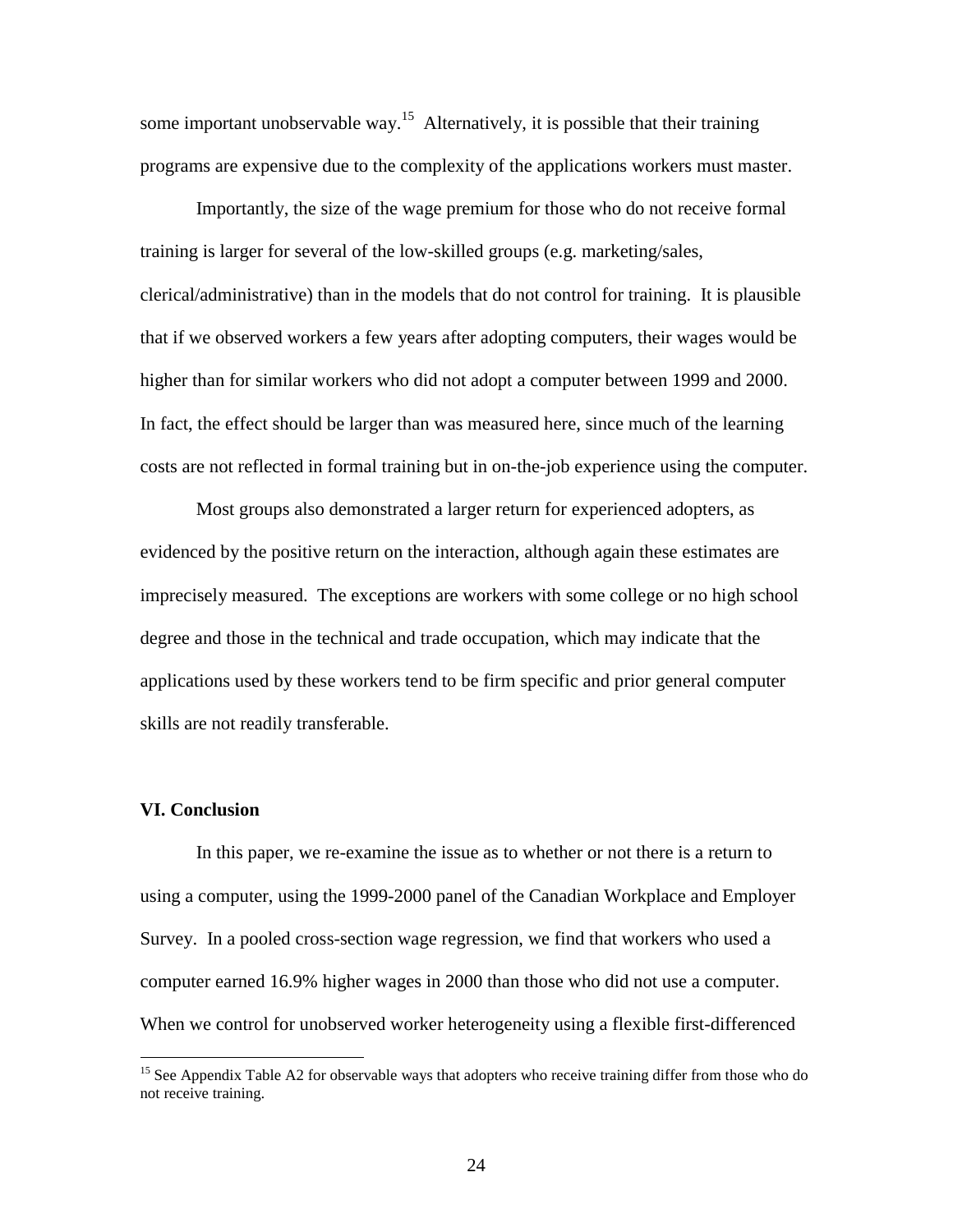some important unobservable way.[15] Alternatively, it is possible that their training programs are expensive due to the complexity of the applications workers must master.

Importantly, the size of the wage premium for those who do not receive formal training is larger for several of the low-skilled groups (e.g. marketing/sales, clerical/administrative) than in the models that do not control for training. It is plausible that if we observed workers a few years after adopting computers, their wages would be higher than for similar workers who did not adopt a computer between 1999 and 2000. In fact, the effect should be larger than was measured here, since much of the learning costs are not reflected in formal training but in on-the-job experience using the computer.

Most groups also demonstrated a larger return for experienced adopters, as evidenced by the positive return on the interaction, although again these estimates are imprecisely measured. The exceptions are workers with some college or no high school degree and those in the technical and trade occupation, which may indicate that the applications used by these workers tend to be firm specific and prior general computer skills are not readily transferable.

## VI. Conclusion

In this paper, we re-examine the issue as to whether or not there is a return to using a computer, using the 1999-2000 panel of the Canadian Workplace and Employer Survey. In a pooled cross-section wage regression, we find that workers who used a computer earned 16.9% higher wages in 2000 than those who did not use a computer. When we control for unobserved worker heterogeneity using a flexible first-differenced

[15] See Appendix Table A2 for observable ways that adopters who receive training differ from those who do not receive training.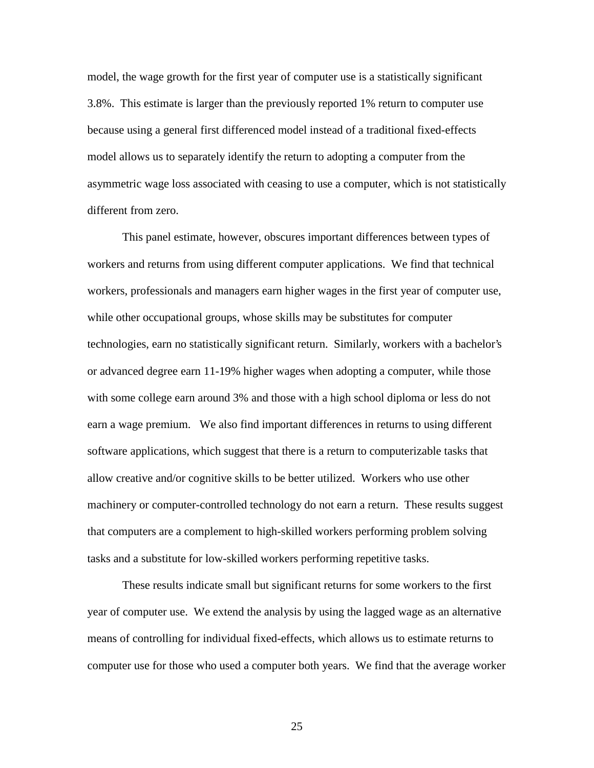model, the wage growth for the first year of computer use is a statistically significant 3.8%. This estimate is larger than the previously reported 1% return to computer use because using a general first differenced model instead of a traditional fixed-effects model allows us to separately identify the return to adopting a computer from the asymmetric wage loss associated with ceasing to use a computer, which is not statistically different from zero.

This panel estimate, however, obscures important differences between types of workers and returns from using different computer applications. We find that technical workers, professionals and managers earn higher wages in the first year of computer use, while other occupational groups, whose skills may be substitutes for computer technologies, earn no statistically significant return. Similarly, workers with a bachelor's or advanced degree earn 11-19% higher wages when adopting a computer, while those with some college earn around 3% and those with a high school diploma or less do not earn a wage premium. We also find important differences in returns to using different software applications, which suggest that there is a return to computerizable tasks that allow creative and/or cognitive skills to be better utilized. Workers who use other machinery or computer-controlled technology do not earn a return. These results suggest that computers are a complement to high-skilled workers performing problem solving tasks and a substitute for low-skilled workers performing repetitive tasks.

These results indicate small but significant returns for some workers to the first year of computer use. We extend the analysis by using the lagged wage as an alternative means of controlling for individual fixed-effects, which allows us to estimate returns to computer use for those who used a computer both years. We find that the average worker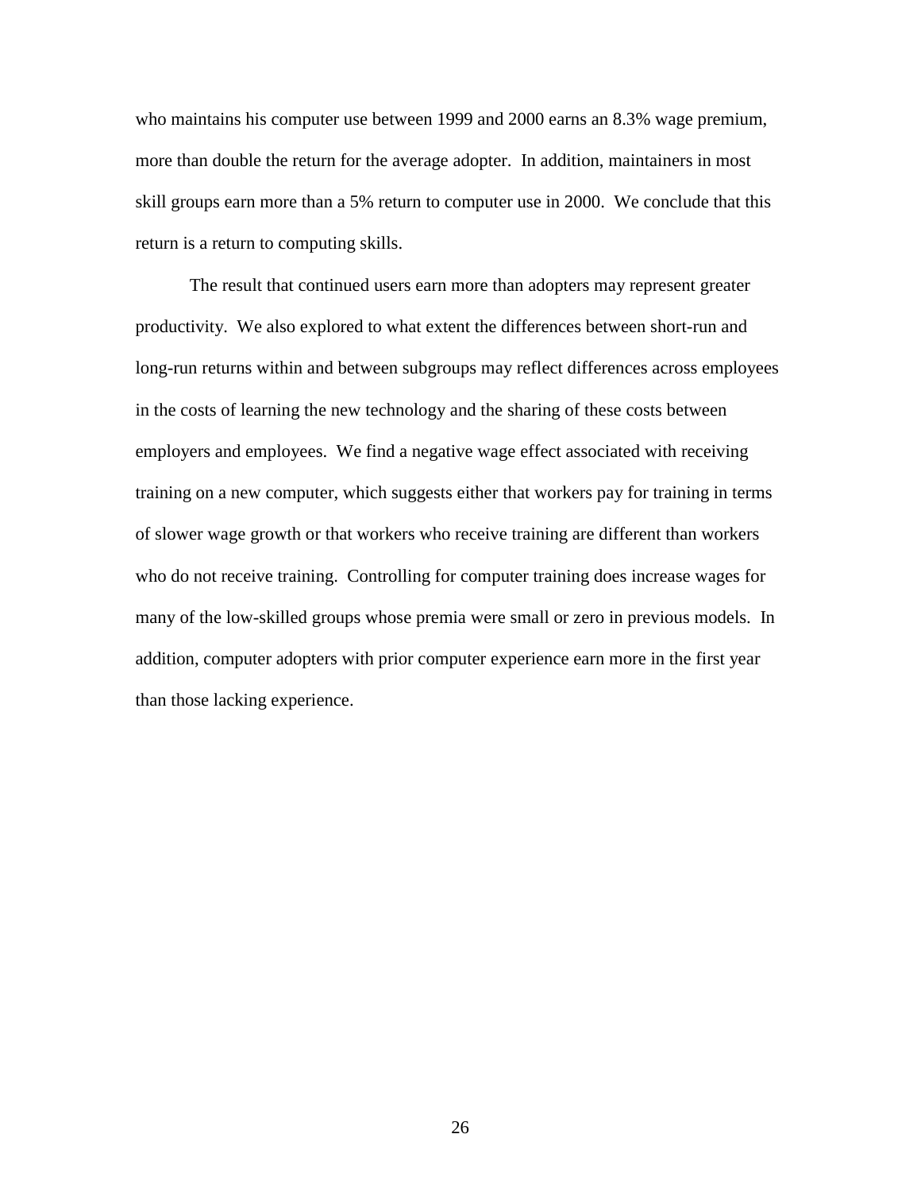who maintains his computer use between 1999 and 2000 earns an 8.3% wage premium, more than double the return for the average adopter. In addition, maintainers in most skill groups earn more than a 5% return to computer use in 2000. We conclude that this return is a return to computing skills.

The result that continued users earn more than adopters may represent greater productivity. We also explored to what extent the differences between short-run and long-run returns within and between subgroups may reflect differences across employees in the costs of learning the new technology and the sharing of these costs between employers and employees. We find a negative wage effect associated with receiving training on a new computer, which suggests either that workers pay for training in terms of slower wage growth or that workers who receive training are different than workers who do not receive training. Controlling for computer training does increase wages for many of the low-skilled groups whose premia were small or zero in previous models. In addition, computer adopters with prior computer experience earn more in the first year than those lacking experience.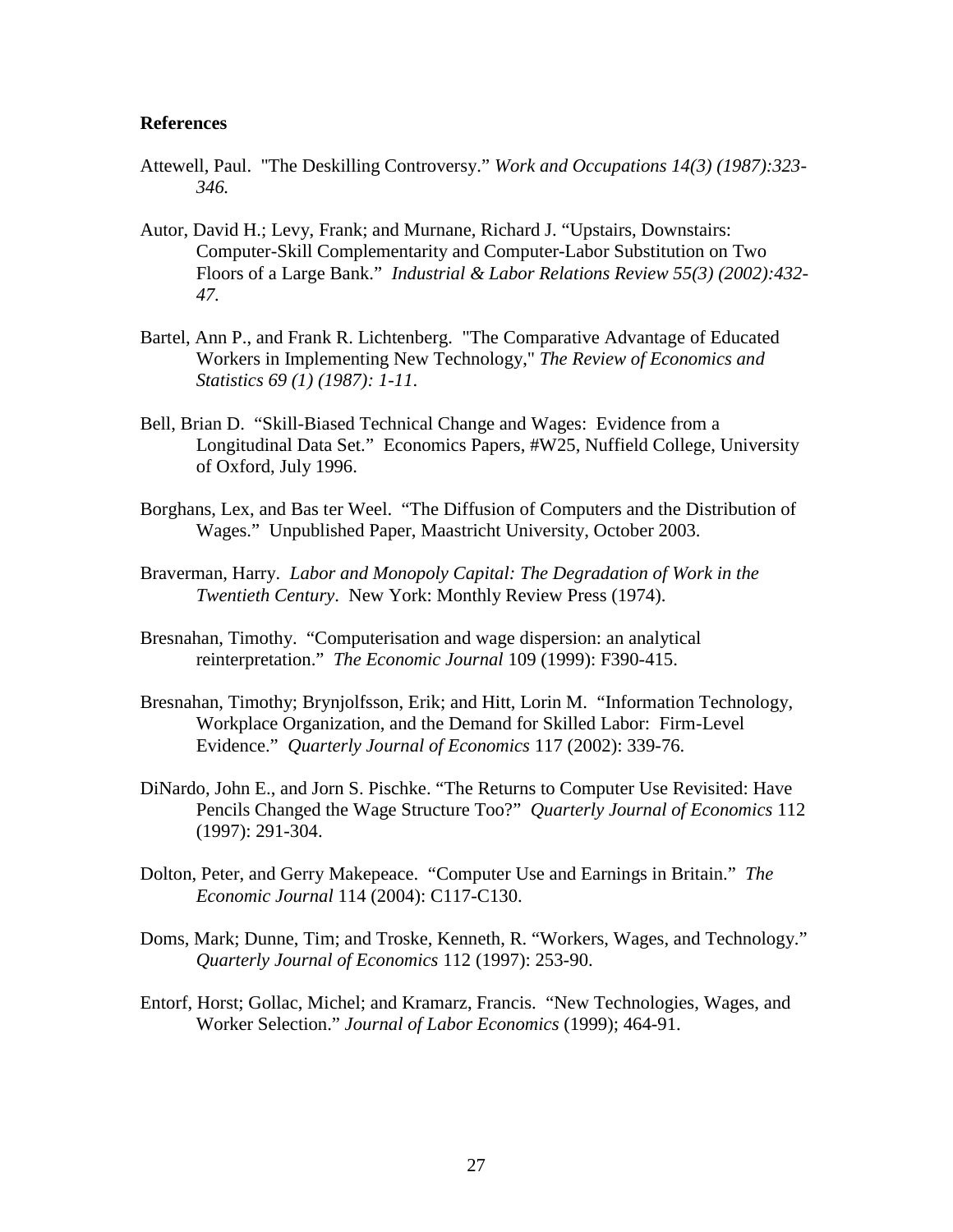**References**

Attewell, Paul. "The Deskilling Controversy." *Work and Occupations 14(3) (1987):323-346.*

Autor, David H.; Levy, Frank; and Murnane, Richard J. "Upstairs, Downstairs: Computer-Skill Complementarity and Computer-Labor Substitution on Two Floors of a Large Bank." *Industrial & Labor Relations Review 55(3) (2002):432-47.*

Bartel, Ann P., and Frank R. Lichtenberg. "The Comparative Advantage of Educated Workers in Implementing New Technology," *The Review of Economics and Statistics 69 (1) (1987): 1-11.*

Bell, Brian D. "Skill-Biased Technical Change and Wages: Evidence from a Longitudinal Data Set." Economics Papers, #W25, Nuffield College, University of Oxford, July 1996.

Borghans, Lex, and Bas ter Weel. "The Diffusion of Computers and the Distribution of Wages." Unpublished Paper, Maastricht University, October 2003.

Braverman, Harry. *Labor and Monopoly Capital: The Degradation of Work in the Twentieth Century*. New York: Monthly Review Press (1974).

Bresnahan, Timothy. "Computerisation and wage dispersion: an analytical reinterpretation." *The Economic Journal* 109 (1999): F390-415.

Bresnahan, Timothy; Brynjolfsson, Erik; and Hitt, Lorin M. "Information Technology, Workplace Organization, and the Demand for Skilled Labor: Firm-Level Evidence." *Quarterly Journal of Economics* 117 (2002): 339-76.

DiNardo, John E., and Jorn S. Pischke. "The Returns to Computer Use Revisited: Have Pencils Changed the Wage Structure Too?" *Quarterly Journal of Economics* 112 (1997): 291-304.

Dolton, Peter, and Gerry Makepeace. "Computer Use and Earnings in Britain." *The Economic Journal* 114 (2004): C117-C130.

Doms, Mark; Dunne, Tim; and Troske, Kenneth, R. "Workers, Wages, and Technology." *Quarterly Journal of Economics* 112 (1997): 253-90.

Entorf, Horst; Gollac, Michel; and Kramarz, Francis. "New Technologies, Wages, and Worker Selection." *Journal of Labor Economics* (1999); 464-91.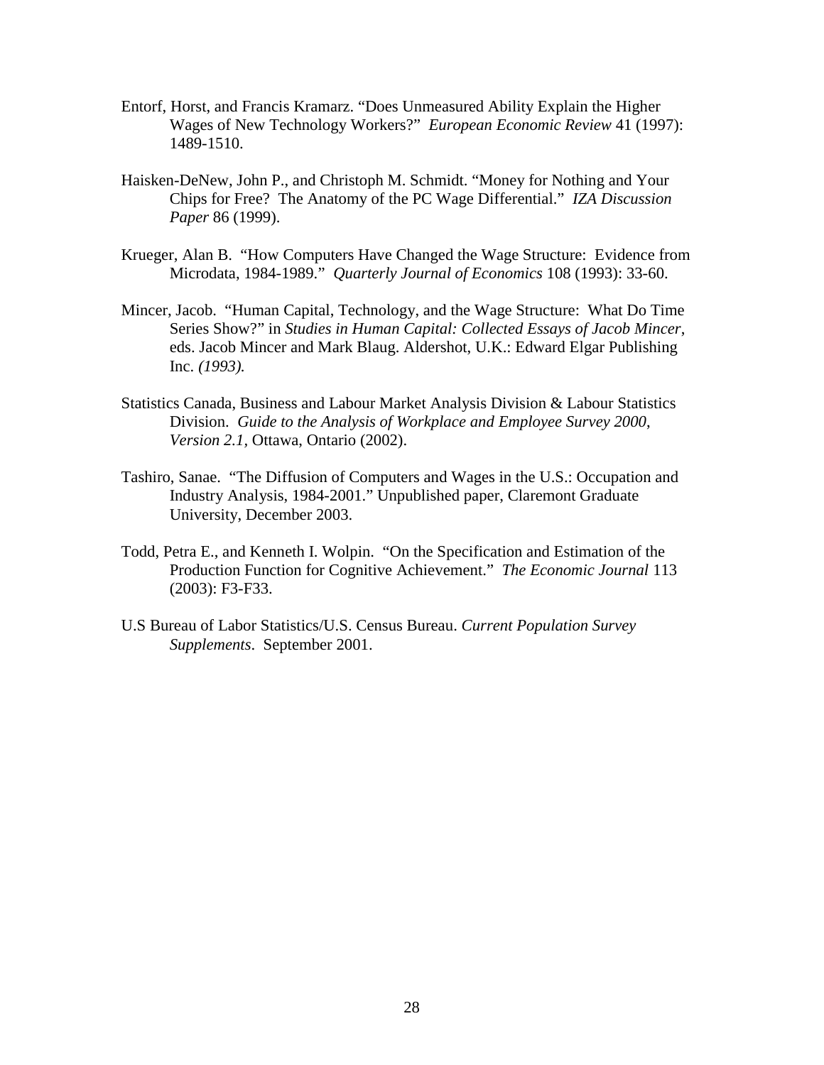Entorf, Horst, and Francis Kramarz. "Does Unmeasured Ability Explain the Higher Wages of New Technology Workers?" *European Economic Review* 41 (1997): 1489-1510.

Haisken-DeNew, John P., and Christoph M. Schmidt. "Money for Nothing and Your Chips for Free? The Anatomy of the PC Wage Differential." *IZA Discussion Paper* 86 (1999).

Krueger, Alan B. "How Computers Have Changed the Wage Structure: Evidence from Microdata, 1984-1989." *Quarterly Journal of Economics* 108 (1993): 33-60.

Mincer, Jacob. "Human Capital, Technology, and the Wage Structure: What Do Time Series Show?" in *Studies in Human Capital: Collected Essays of Jacob Mincer*, eds. Jacob Mincer and Mark Blaug. Aldershot, U.K.: Edward Elgar Publishing Inc. *(1993).*

Statistics Canada, Business and Labour Market Analysis Division & Labour Statistics Division. *Guide to the Analysis of Workplace and Employee Survey 2000, Version 2.1*, Ottawa, Ontario (2002).

Tashiro, Sanae. "The Diffusion of Computers and Wages in the U.S.: Occupation and Industry Analysis, 1984-2001." Unpublished paper, Claremont Graduate University, December 2003.

Todd, Petra E., and Kenneth I. Wolpin. "On the Specification and Estimation of the Production Function for Cognitive Achievement." *The Economic Journal* 113 (2003): F3-F33.

U.S Bureau of Labor Statistics/U.S. Census Bureau. *Current Population Survey Supplements*. September 2001.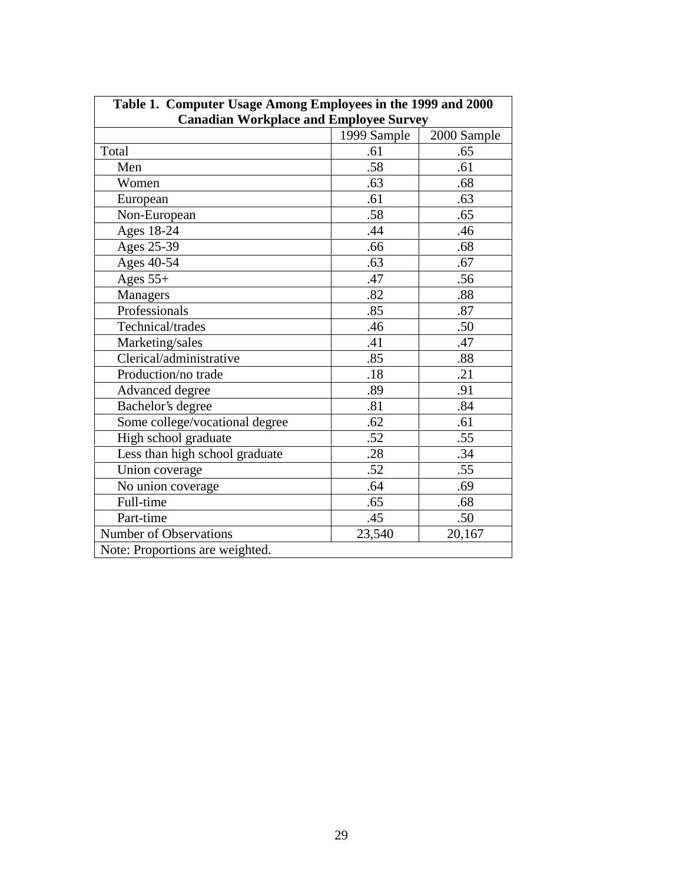**Table 1. Computer Usage Among Employees in the 1999 and 2000 Canadian Workplace and Employee Survey**

| | 1999 Sample | 2000 Sample |
|---|---|---|
| Total | .61 | .65 |
| Men | .58 | .61 |
| Women | .63 | .68 |
| European | .61 | .63 |
| Non-European | .58 | .65 |
| Ages 18-24 | .44 | .46 |
| Ages 25-39 | .66 | .68 |
| Ages 40-54 | .63 | .67 |
| Ages 55+ | .47 | .56 |
| Managers | .82 | .88 |
| Professionals | .85 | .87 |
| Technical/trades | .46 | .50 |
| Marketing/sales | .41 | .47 |
| Clerical/administrative | .85 | .88 |
| Production/no trade | .18 | .21 |
| Advanced degree | .89 | .91 |
| Bachelor's degree | .81 | .84 |
| Some college/vocational degree | .62 | .61 |
| High school graduate | .52 | .55 |
| Less than high school graduate | .28 | .34 |
| Union coverage | .52 | .55 |
| No union coverage | .64 | .69 |
| Full-time | .65 | .68 |
| Part-time | .45 | .50 |
| Number of Observations | 23,540 | 20,167 |

Note: Proportions are weighted.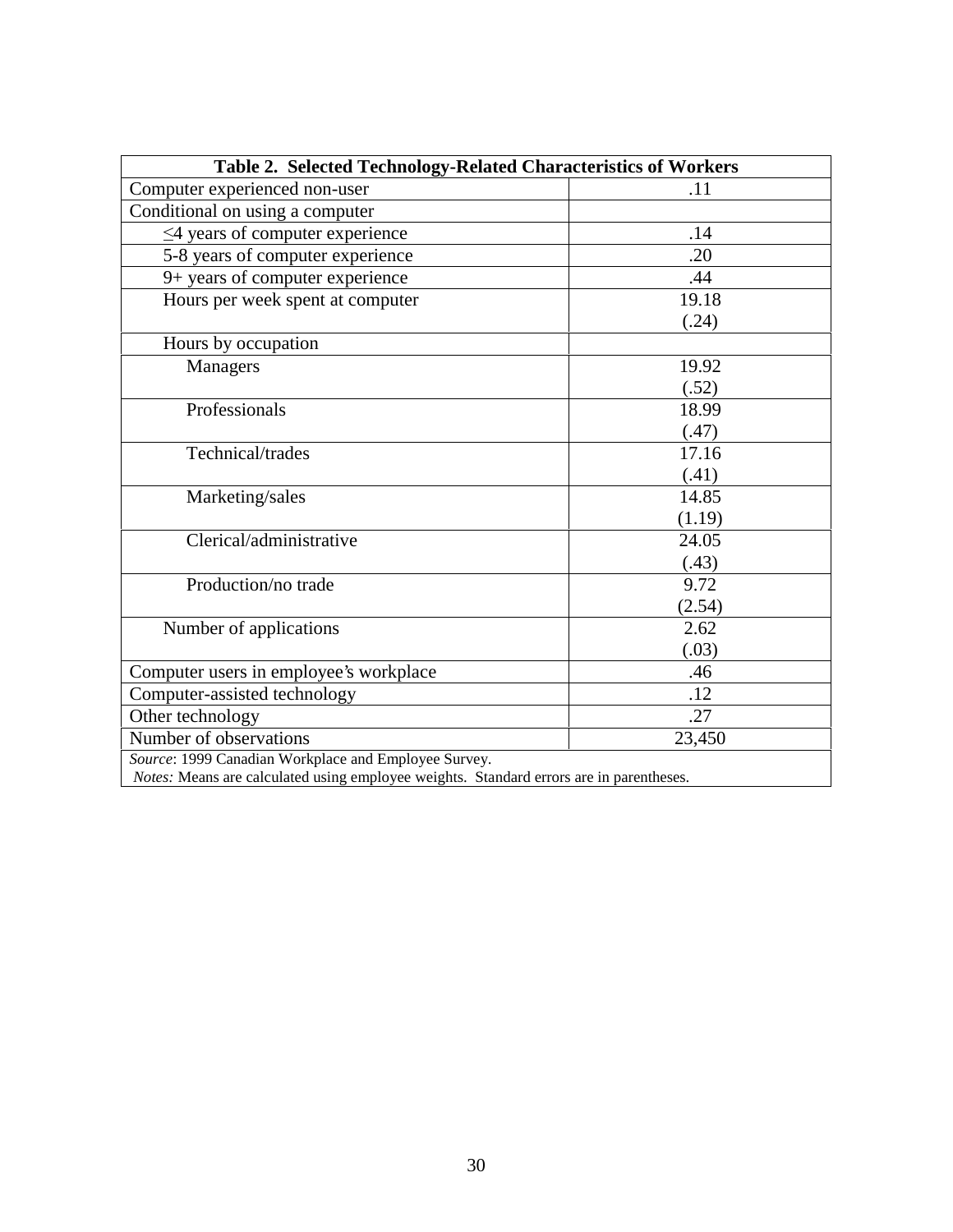| Table 2. Selected Technology-Related Characteristics of Workers | |
|---|---|
| Computer experienced non-user | .11 |
| Conditional on using a computer | |
| $\leq$4 years of computer experience | .14 |
| 5-8 years of computer experience | .20 |
| 9+ years of computer experience | .44 |
| Hours per week spent at computer | 19.18<br>(.24) |
| Hours by occupation | |
| Managers | 19.92<br>(.52) |
| Professionals | 18.99<br>(.47) |
| Technical/trades | 17.16<br>(.41) |
| Marketing/sales | 14.85<br>(1.19) |
| Clerical/administrative | 24.05<br>(.43) |
| Production/no trade | 9.72<br>(2.54) |
| Number of applications | 2.62<br>(.03) |
| Computer users in employee's workplace | .46 |
| Computer-assisted technology | .12 |
| Other technology | .27 |
| Number of observations | 23,450 |

*Source*: 1999 Canadian Workplace and Employee Survey.
*Notes:* Means are calculated using employee weights. Standard errors are in parentheses.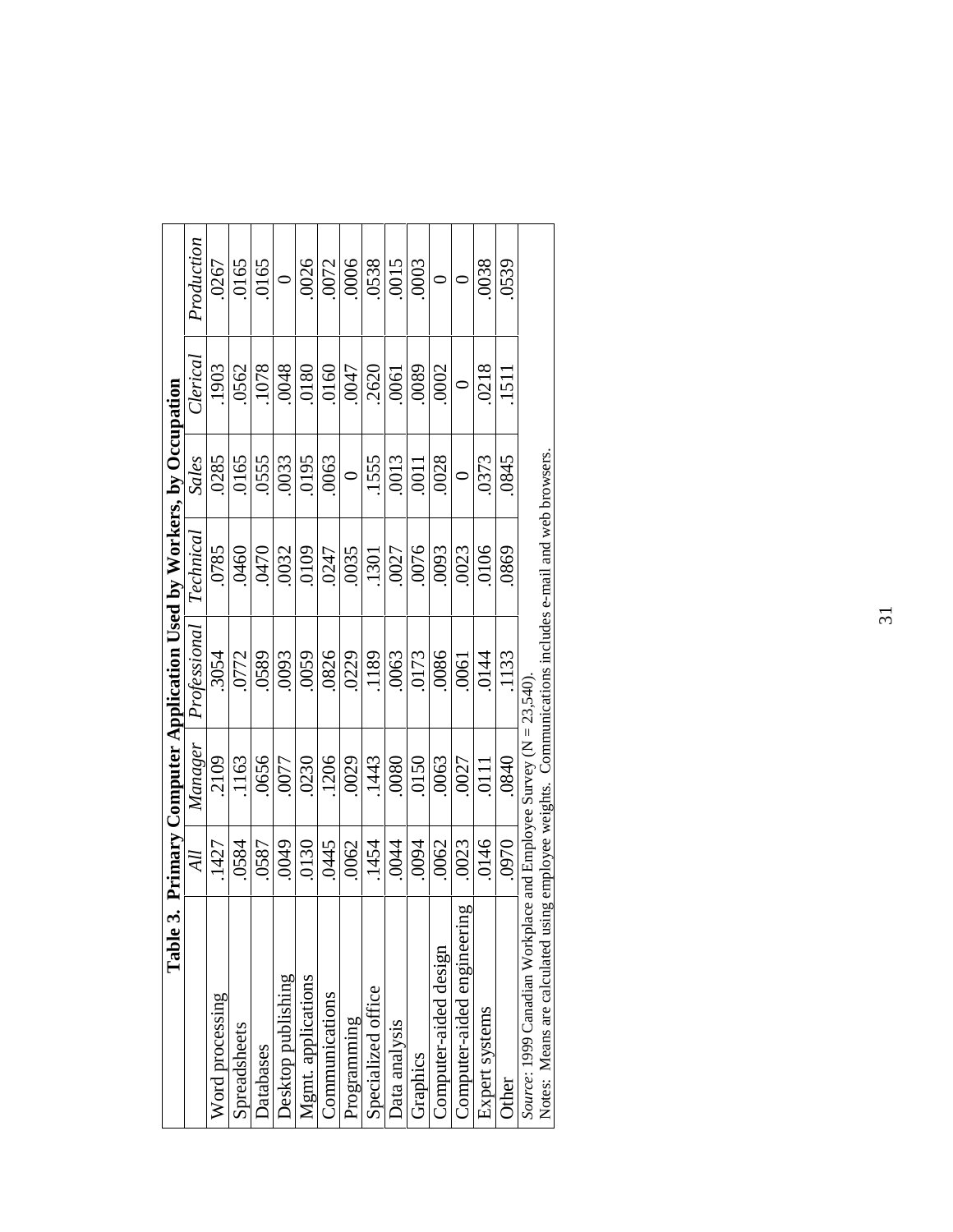**Table 3. Primary Computer Application Used by Workers, by Occupation**

| | *All* | *Manager* | *Professional* | *Technical* | *Sales* | *Clerical* | *Production* |
|---|---|---|---|---|---|---|---|
| Word processing | .1427 | .2109 | .3054 | .0785 | .0285 | .1903 | .0267 |
| Spreadsheets | .0584 | .1163 | .0772 | .0460 | .0165 | .0562 | .0165 |
| Databases | .0587 | .0656 | .0589 | .0470 | .0555 | .1078 | .0165 |
| Desktop publishing | .0049 | .0077 | .0093 | .0032 | .0033 | .0048 | 0 |
| Mgmt. applications | .0130 | .0230 | .0059 | .0109 | .0195 | .0180 | .0026 |
| Communications | .0445 | .1206 | .0826 | .0247 | .0063 | .0160 | .0072 |
| Programming | .0062 | .0029 | .0229 | .0035 | 0 | .0047 | .0006 |
| Specialized office | .1454 | .1443 | .1189 | .1301 | .1555 | .2620 | .0538 |
| Data analysis | .0044 | .0080 | .0063 | .0027 | .0013 | .0061 | .0015 |
| Graphics | .0094 | .0150 | .0173 | .0076 | .0011 | .0089 | .0003 |
| Computer-aided design | .0062 | .0063 | .0086 | .0093 | .0028 | .0002 | 0 |
| Computer-aided engineering | .0023 | .0027 | .0061 | .0023 | 0 | 0 | 0 |
| Expert systems | .0146 | .0111 | .0144 | .0106 | .0373 | .0218 | .0038 |
| Other | .0970 | .0840 | .1133 | .0869 | .0845 | .1511 | .0539 |

*Source*: 1999 Canadian Workplace and Employee Survey (N = 23,540).
Notes: Means are calculated using employee weights. Communications includes e-mail and web browsers.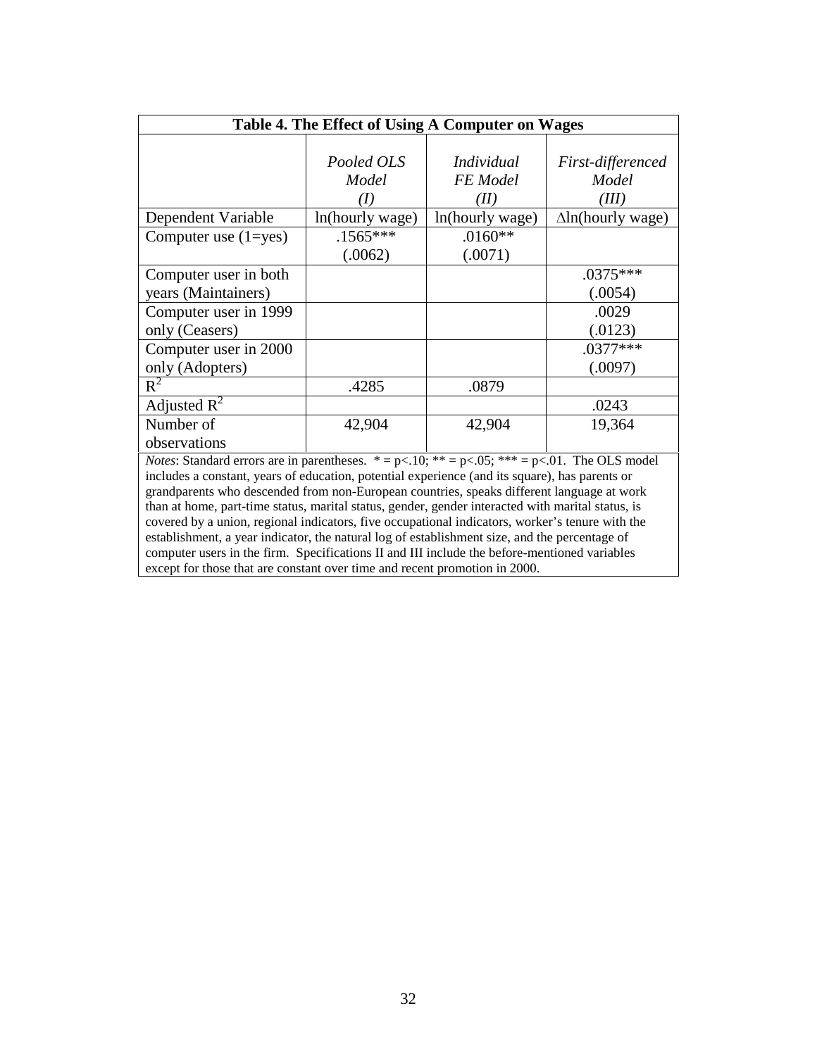**Table 4. The Effect of Using A Computer on Wages**

| | *Pooled OLS Model (I)* | *Individual FE Model (II)* | *First-differenced Model (III)* |
|---|---|---|---|
| Dependent Variable | ln(hourly wage) | ln(hourly wage) | Δln(hourly wage) |
| Computer use (1=yes) | .1565*** (.0062) | .0160** (.0071) | |
| Computer user in both years (Maintainers) | | | .0375*** (.0054) |
| Computer user in 1999 only (Ceasers) | | | .0029 (.0123) |
| Computer user in 2000 only (Adopters) | | | .0377*** (.0097) |
| $R^2$ | .4285 | .0879 | |
| Adjusted $R^2$ | | | .0243 |
| Number of observations | 42,904 | 42,904 | 19,364 |

*Notes*: Standard errors are in parentheses. * = p<.10; ** = p<.05; *** = p<.01. The OLS model includes a constant, years of education, potential experience (and its square), has parents or grandparents who descended from non-European countries, speaks different language at work than at home, part-time status, marital status, gender, gender interacted with marital status, is covered by a union, regional indicators, five occupational indicators, worker's tenure with the establishment, a year indicator, the natural log of establishment size, and the percentage of computer users in the firm. Specifications II and III include the before-mentioned variables except for those that are constant over time and recent promotion in 2000.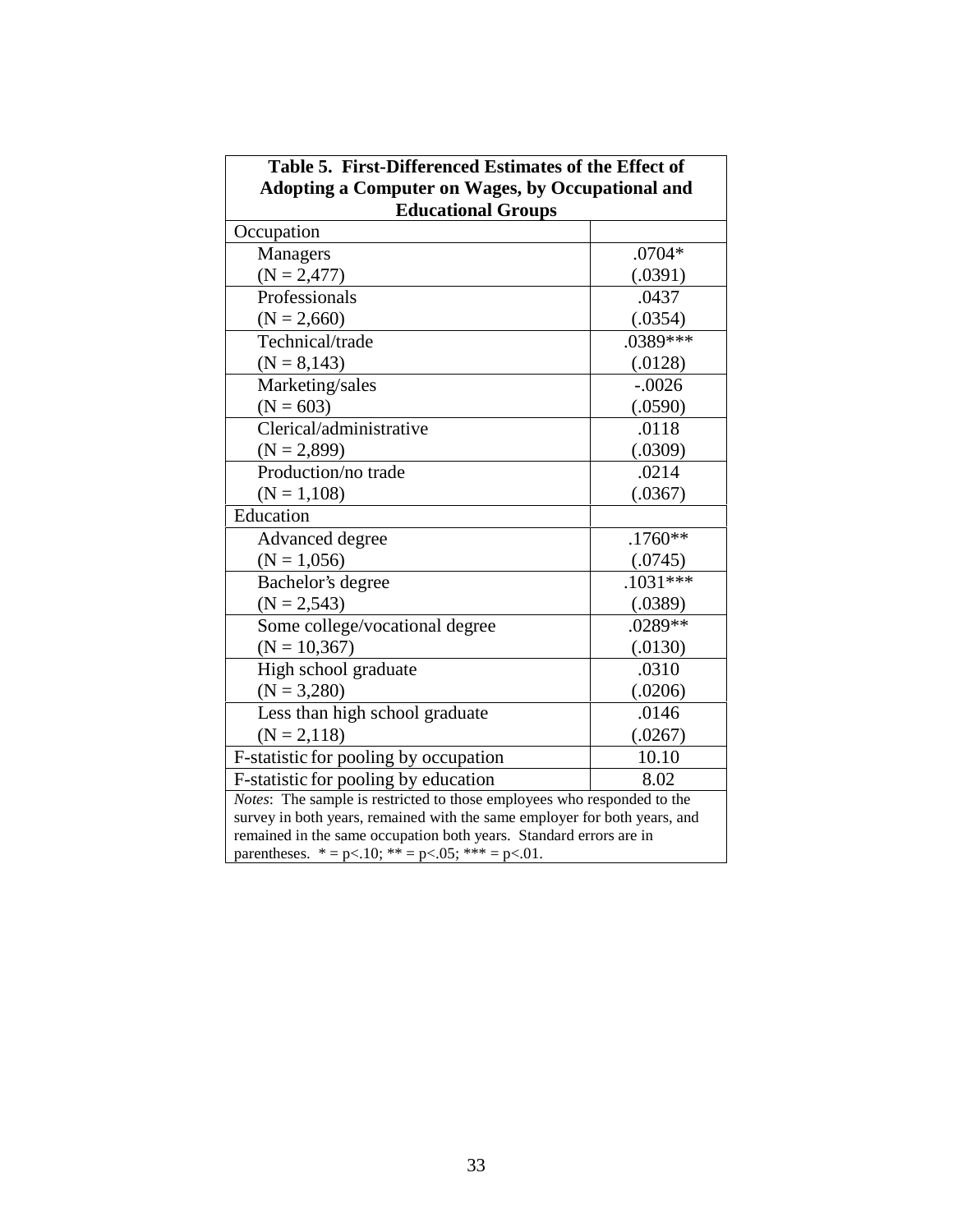**Table 5. First-Differenced Estimates of the Effect of Adopting a Computer on Wages, by Occupational and Educational Groups**

| | |
|---|---|
| Occupation | |
| Managers | .0704* |
| (N = 2,477) | (.0391) |
| Professionals | .0437 |
| (N = 2,660) | (.0354) |
| Technical/trade | .0389*** |
| (N = 8,143) | (.0128) |
| Marketing/sales | -.0026 |
| (N = 603) | (.0590) |
| Clerical/administrative | .0118 |
| (N = 2,899) | (.0309) |
| Production/no trade | .0214 |
| (N = 1,108) | (.0367) |
| Education | |
| Advanced degree | .1760** |
| (N = 1,056) | (.0745) |
| Bachelor's degree | .1031*** |
| (N = 2,543) | (.0389) |
| Some college/vocational degree | .0289** |
| (N = 10,367) | (.0130) |
| High school graduate | .0310 |
| (N = 3,280) | (.0206) |
| Less than high school graduate | .0146 |
| (N = 2,118) | (.0267) |
| F-statistic for pooling by occupation | 10.10 |
| F-statistic for pooling by education | 8.02 |

*Notes*: The sample is restricted to those employees who responded to the survey in both years, remained with the same employer for both years, and remained in the same occupation both years. Standard errors are in parentheses. * = $p<.10$; ** = $p<.05$; *** = $p<.01$.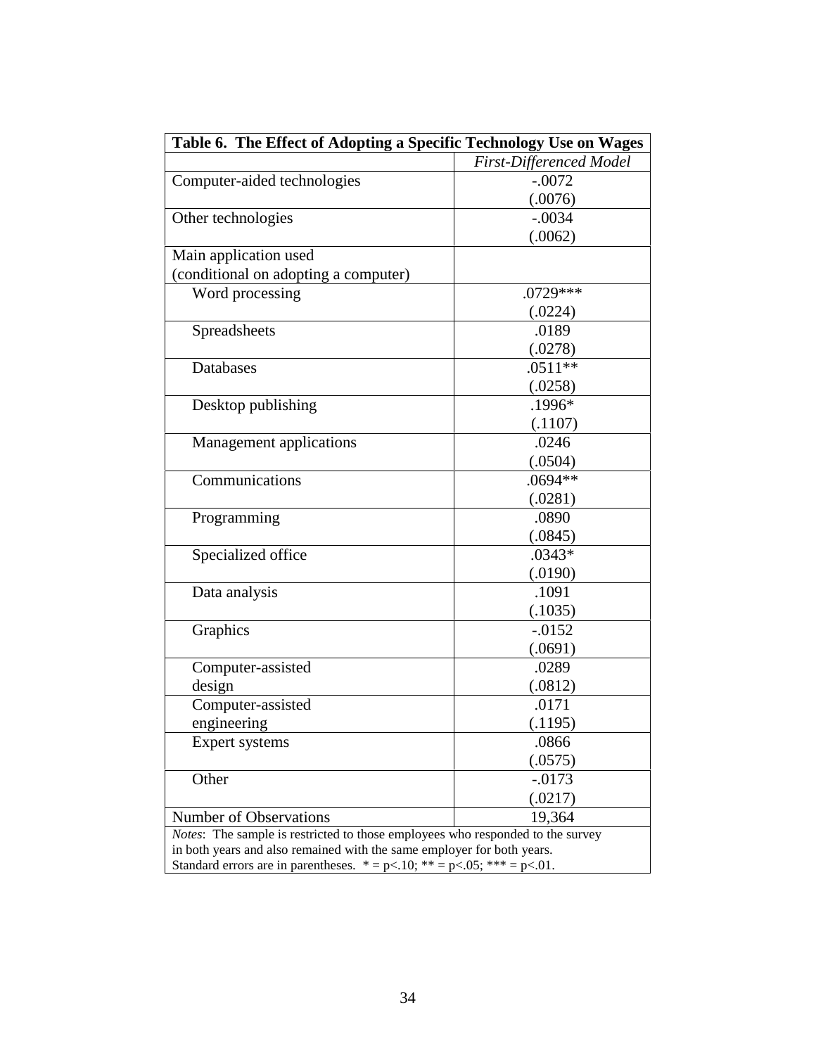**Table 6. The Effect of Adopting a Specific Technology Use on Wages**

| | *First-Differenced Model* |
|---|---|
| Computer-aided technologies | -.0072<br>(.0076) |
| Other technologies | -.0034<br>(.0062) |
| Main application used (conditional on adopting a computer) | |
| Word processing | .0729***<br>(.0224) |
| Spreadsheets | .0189<br>(.0278) |
| Databases | .0511**<br>(.0258) |
| Desktop publishing | .1996*<br>(.1107) |
| Management applications | .0246<br>(.0504) |
| Communications | .0694**<br>(.0281) |
| Programming | .0890<br>(.0845) |
| Specialized office | .0343*<br>(.0190) |
| Data analysis | .1091<br>(.1035) |
| Graphics | -.0152<br>(.0691) |
| Computer-assisted design | .0289<br>(.0812) |
| Computer-assisted engineering | .0171<br>(.1195) |
| Expert systems | .0866<br>(.0575) |
| Other | -.0173<br>(.0217) |
| Number of Observations | 19,364 |

*Notes*: The sample is restricted to those employees who responded to the survey in both years and also remained with the same employer for both years. Standard errors are in parentheses. * = p<.10; ** = p<.05; *** = p<.01.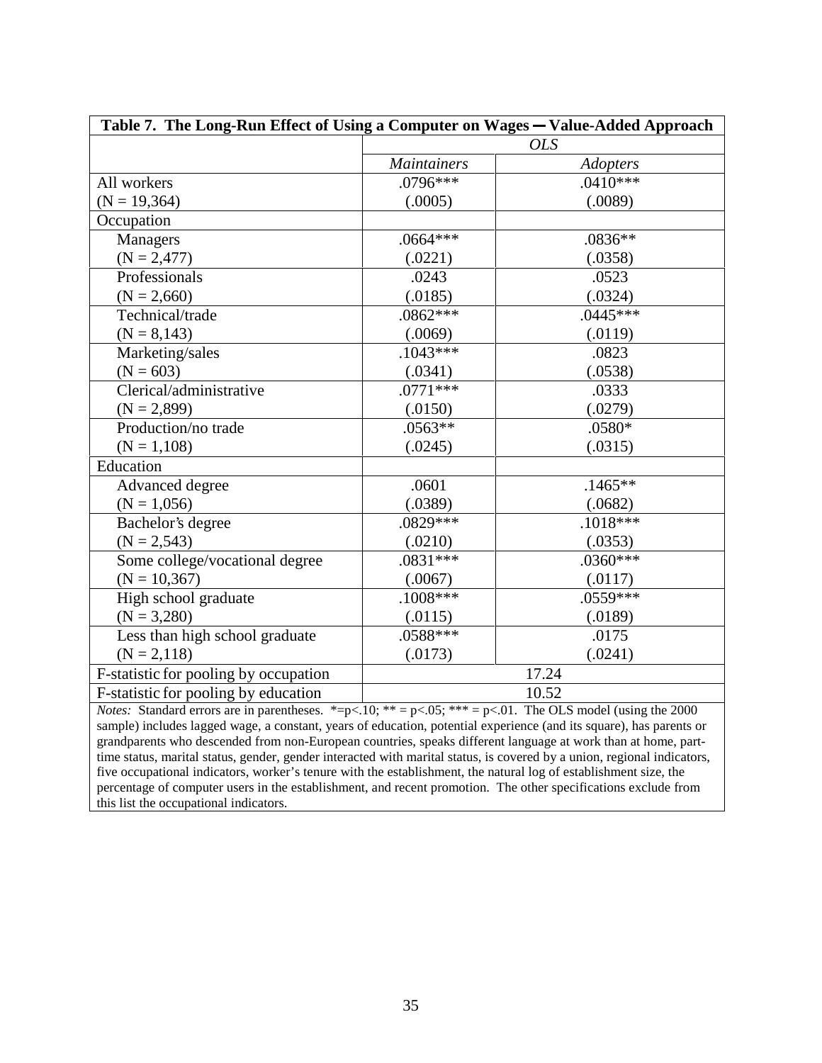| Table 7. The Long-Run Effect of Using a Computer on Wages ─ Value-Added Approach | | |
|---|---|---|
| | *OLS* | |
| | *Maintainers* | *Adopters* |
| All workers | .0796*** | .0410*** |
| (N = 19,364) | (.0005) | (.0089) |
| Occupation | | |
| Managers | .0664*** | .0836** |
| (N = 2,477) | (.0221) | (.0358) |
| Professionals | .0243 | .0523 |
| (N = 2,660) | (.0185) | (.0324) |
| Technical/trade | .0862*** | .0445*** |
| (N = 8,143) | (.0069) | (.0119) |
| Marketing/sales | .1043*** | .0823 |
| (N = 603) | (.0341) | (.0538) |
| Clerical/administrative | .0771*** | .0333 |
| (N = 2,899) | (.0150) | (.0279) |
| Production/no trade | .0563** | .0580* |
| (N = 1,108) | (.0245) | (.0315) |
| Education | | |
| Advanced degree | .0601 | .1465** |
| (N = 1,056) | (.0389) | (.0682) |
| Bachelor's degree | .0829*** | .1018*** |
| (N = 2,543) | (.0210) | (.0353) |
| Some college/vocational degree | .0831*** | .0360*** |
| (N = 10,367) | (.0067) | (.0117) |
| High school graduate | .1008*** | .0559*** |
| (N = 3,280) | (.0115) | (.0189) |
| Less than high school graduate | .0588*** | .0175 |
| (N = 2,118) | (.0173) | (.0241) |
| F-statistic for pooling by occupation | 17.24 | |
| F-statistic for pooling by education | 10.52 | |

*Notes:* Standard errors are in parentheses. *=p<.10; ** = p<.05; *** = p<.01. The OLS model (using the 2000 sample) includes lagged wage, a constant, years of education, potential experience (and its square), has parents or grandparents who descended from non-European countries, speaks different language at work than at home, part-time status, marital status, gender, gender interacted with marital status, is covered by a union, regional indicators, five occupational indicators, worker's tenure with the establishment, the natural log of establishment size, the percentage of computer users in the establishment, and recent promotion. The other specifications exclude from this list the occupational indicators.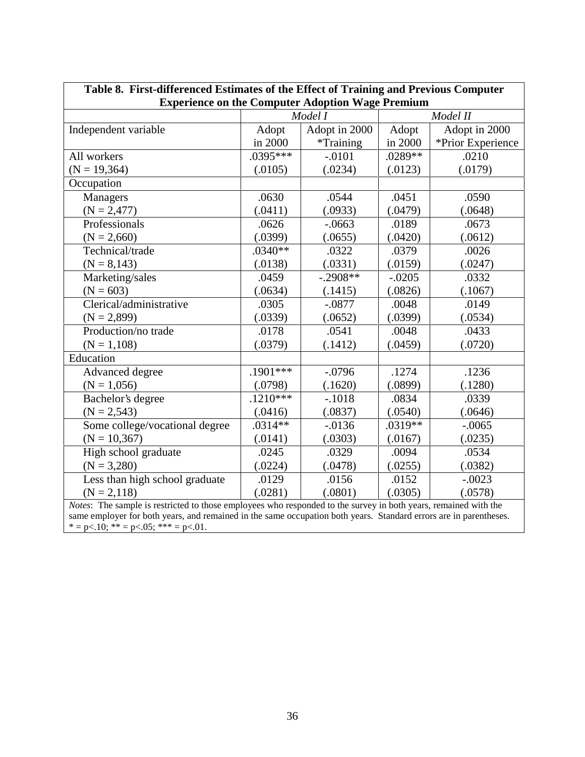**Table 8. First-differenced Estimates of the Effect of Training and Previous Computer Experience on the Computer Adoption Wage Premium**

| | *Model I* | | *Model II* | |
|---|---|---|---|---|
| Independent variable | Adopt in 2000 | Adopt in 2000 *Training | Adopt in 2000 | Adopt in 2000 *Prior Experience |
| All workers | .0395*** | -.0101 | .0289** | .0210 |
| (N = 19,364) | (.0105) | (.0234) | (.0123) | (.0179) |
| Occupation | | | | |
| Managers | .0630 | .0544 | .0451 | .0590 |
| (N = 2,477) | (.0411) | (.0933) | (.0479) | (.0648) |
| Professionals | .0626 | -.0663 | .0189 | .0673 |
| (N = 2,660) | (.0399) | (.0655) | (.0420) | (.0612) |
| Technical/trade | .0340** | .0322 | .0379 | .0026 |
| (N = 8,143) | (.0138) | (.0331) | (.0159) | (.0247) |
| Marketing/sales | .0459 | -.2908** | -.0205 | .0332 |
| (N = 603) | (.0634) | (.1415) | (.0826) | (.1067) |
| Clerical/administrative | .0305 | -.0877 | .0048 | .0149 |
| (N = 2,899) | (.0339) | (.0652) | (.0399) | (.0534) |
| Production/no trade | .0178 | .0541 | .0048 | .0433 |
| (N = 1,108) | (.0379) | (.1412) | (.0459) | (.0720) |
| Education | | | | |
| Advanced degree | .1901*** | -.0796 | .1274 | .1236 |
| (N = 1,056) | (.0798) | (.1620) | (.0899) | (.1280) |
| Bachelor's degree | .1210*** | -.1018 | .0834 | .0339 |
| (N = 2,543) | (.0416) | (.0837) | (.0540) | (.0646) |
| Some college/vocational degree | .0314** | -.0136 | .0319** | -.0065 |
| (N = 10,367) | (.0141) | (.0303) | (.0167) | (.0235) |
| High school graduate | .0245 | .0329 | .0094 | .0534 |
| (N = 3,280) | (.0224) | (.0478) | (.0255) | (.0382) |
| Less than high school graduate | .0129 | .0156 | .0152 | -.0023 |
| (N = 2,118) | (.0281) | (.0801) | (.0305) | (.0578) |

*Notes*: The sample is restricted to those employees who responded to the survey in both years, remained with the same employer for both years, and remained in the same occupation both years. Standard errors are in parentheses. * = p<.10; ** = p<.05; *** = p<.01.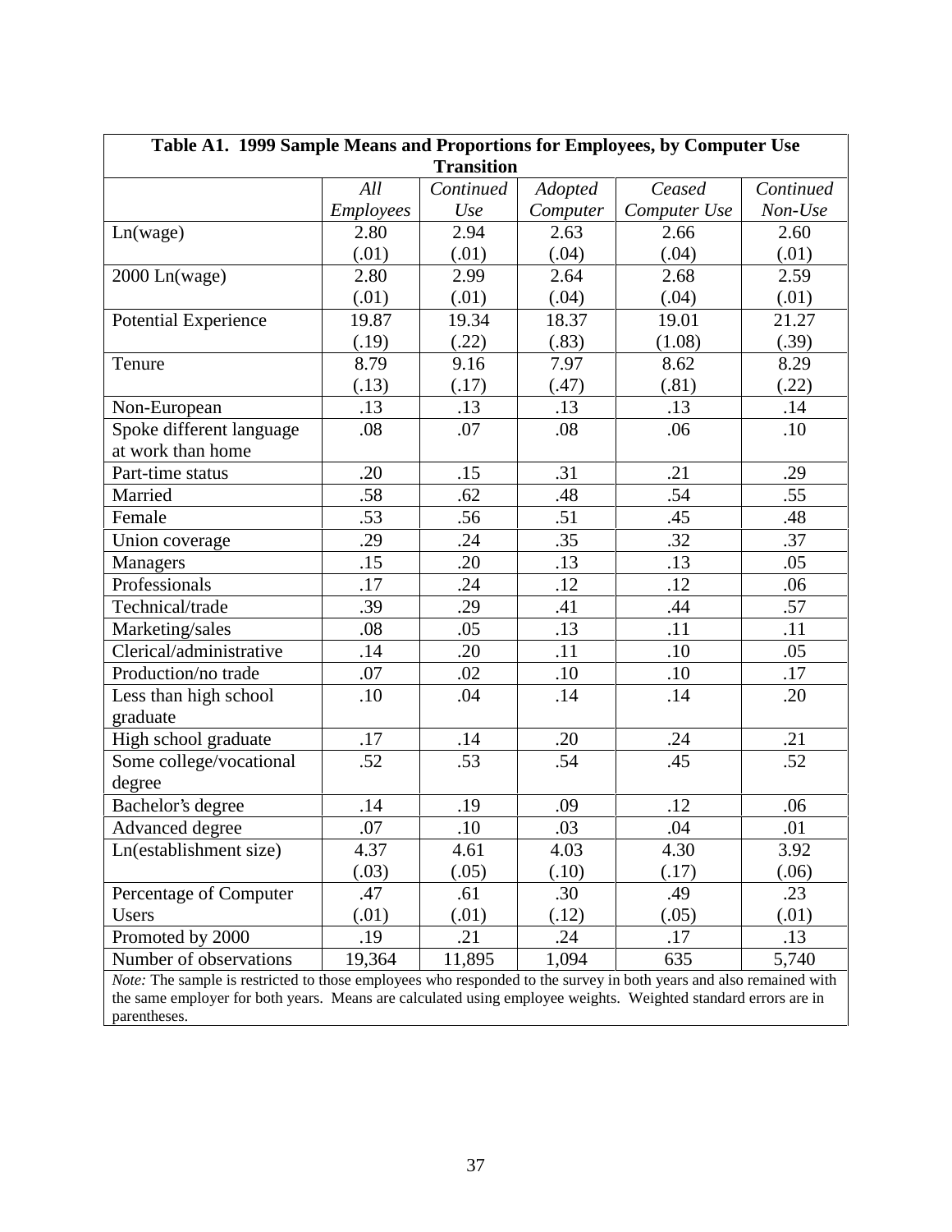**Table A1. 1999 Sample Means and Proportions for Employees, by Computer Use Transition**

| | *All Employees* | *Continued Use* | *Adopted Computer* | *Ceased Computer Use* | *Continued Non-Use* |
|---|---|---|---|---|---|
| Ln(wage) | 2.80 | 2.94 | 2.63 | 2.66 | 2.60 |
| | (.01) | (.01) | (.04) | (.04) | (.01) |
| 2000 Ln(wage) | 2.80 | 2.99 | 2.64 | 2.68 | 2.59 |
| | (.01) | (.01) | (.04) | (.04) | (.01) |
| Potential Experience | 19.87 | 19.34 | 18.37 | 19.01 | 21.27 |
| | (.19) | (.22) | (.83) | (1.08) | (.39) |
| Tenure | 8.79 | 9.16 | 7.97 | 8.62 | 8.29 |
| | (.13) | (.17) | (.47) | (.81) | (.22) |
| Non-European | .13 | .13 | .13 | .13 | .14 |
| Spoke different language at work than home | .08 | .07 | .08 | .06 | .10 |
| Part-time status | .20 | .15 | .31 | .21 | .29 |
| Married | .58 | .62 | .48 | .54 | .55 |
| Female | .53 | .56 | .51 | .45 | .48 |
| Union coverage | .29 | .24 | .35 | .32 | .37 |
| Managers | .15 | .20 | .13 | .13 | .05 |
| Professionals | .17 | .24 | .12 | .12 | .06 |
| Technical/trade | .39 | .29 | .41 | .44 | .57 |
| Marketing/sales | .08 | .05 | .13 | .11 | .11 |
| Clerical/administrative | .14 | .20 | .11 | .10 | .05 |
| Production/no trade | .07 | .02 | .10 | .10 | .17 |
| Less than high school graduate | .10 | .04 | .14 | .14 | .20 |
| High school graduate | .17 | .14 | .20 | .24 | .21 |
| Some college/vocational degree | .52 | .53 | .54 | .45 | .52 |
| Bachelor's degree | .14 | .19 | .09 | .12 | .06 |
| Advanced degree | .07 | .10 | .03 | .04 | .01 |
| Ln(establishment size) | 4.37 | 4.61 | 4.03 | 4.30 | 3.92 |
| | (.03) | (.05) | (.10) | (.17) | (.06) |
| Percentage of Computer Users | .47 | .61 | .30 | .49 | .23 |
| | (.01) | (.01) | (.12) | (.05) | (.01) |
| Promoted by 2000 | .19 | .21 | .24 | .17 | .13 |
| Number of observations | 19,364 | 11,895 | 1,094 | 635 | 5,740 |

*Note:* The sample is restricted to those employees who responded to the survey in both years and also remained with the same employer for both years. Means are calculated using employee weights. Weighted standard errors are in parentheses.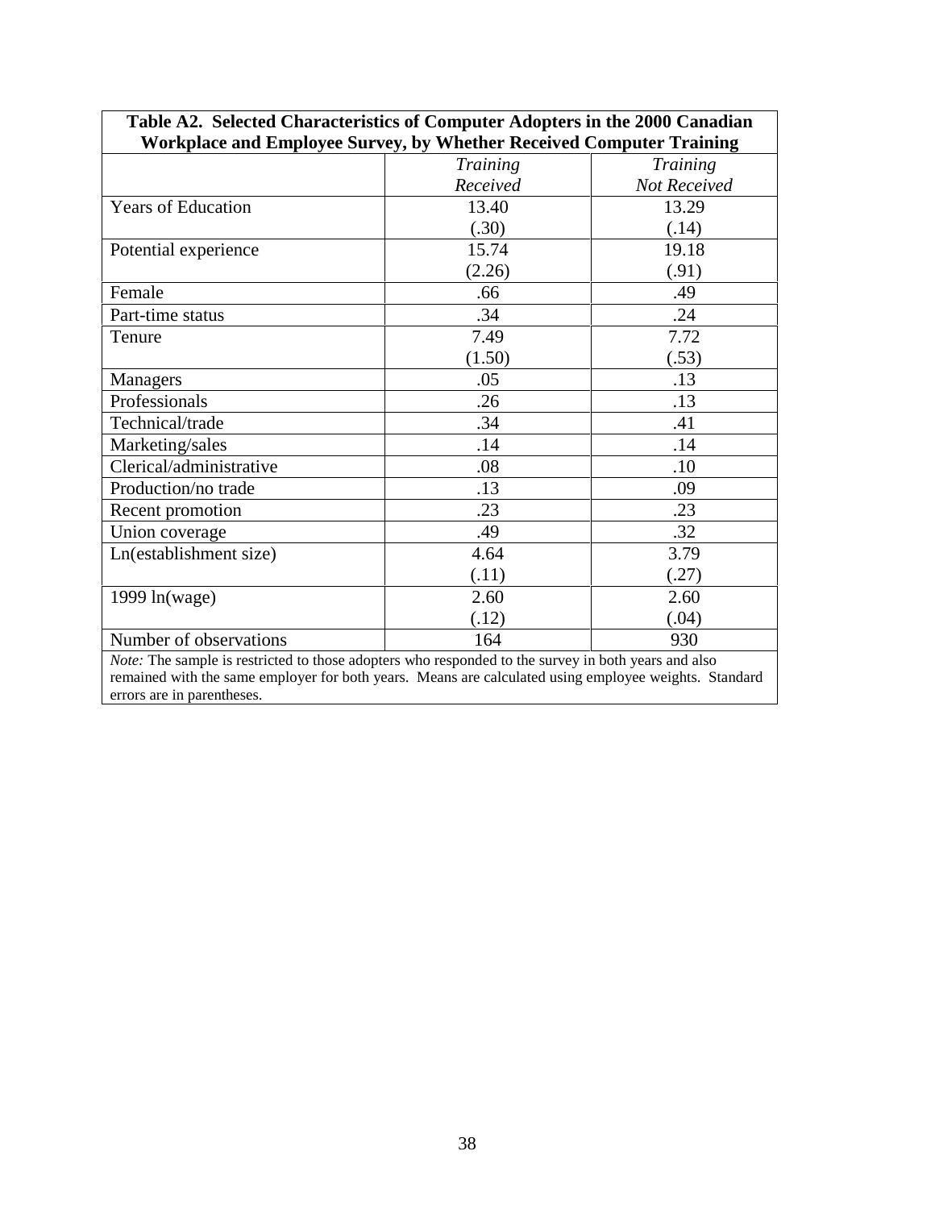**Table A2. Selected Characteristics of Computer Adopters in the 2000 Canadian Workplace and Employee Survey, by Whether Received Computer Training**

| | *Training Received* | *Training Not Received* |
|---|---|---|
| Years of Education | 13.40 | 13.29 |
| | (.30) | (.14) |
| Potential experience | 15.74 | 19.18 |
| | (2.26) | (.91) |
| Female | .66 | .49 |
| Part-time status | .34 | .24 |
| Tenure | 7.49 | 7.72 |
| | (1.50) | (.53) |
| Managers | .05 | .13 |
| Professionals | .26 | .13 |
| Technical/trade | .34 | .41 |
| Marketing/sales | .14 | .14 |
| Clerical/administrative | .08 | .10 |
| Production/no trade | .13 | .09 |
| Recent promotion | .23 | .23 |
| Union coverage | .49 | .32 |
| Ln(establishment size) | 4.64 | 3.79 |
| | (.11) | (.27) |
| 1999 ln(wage) | 2.60 | 2.60 |
| | (.12) | (.04) |
| Number of observations | 164 | 930 |

*Note:* The sample is restricted to those adopters who responded to the survey in both years and also remained with the same employer for both years. Means are calculated using employee weights. Standard errors are in parentheses.